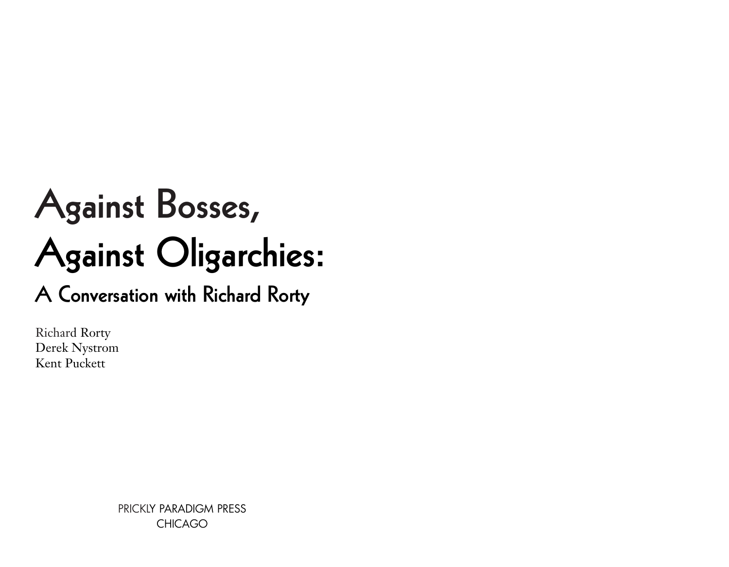# Against Bosses, Against Oligarchies:

## A Conversation with Richard Rorty

Richard Rorty
Derek Nystrom
Kent Puckett

PRICKLY PARADIGM PRESS
CHICAGO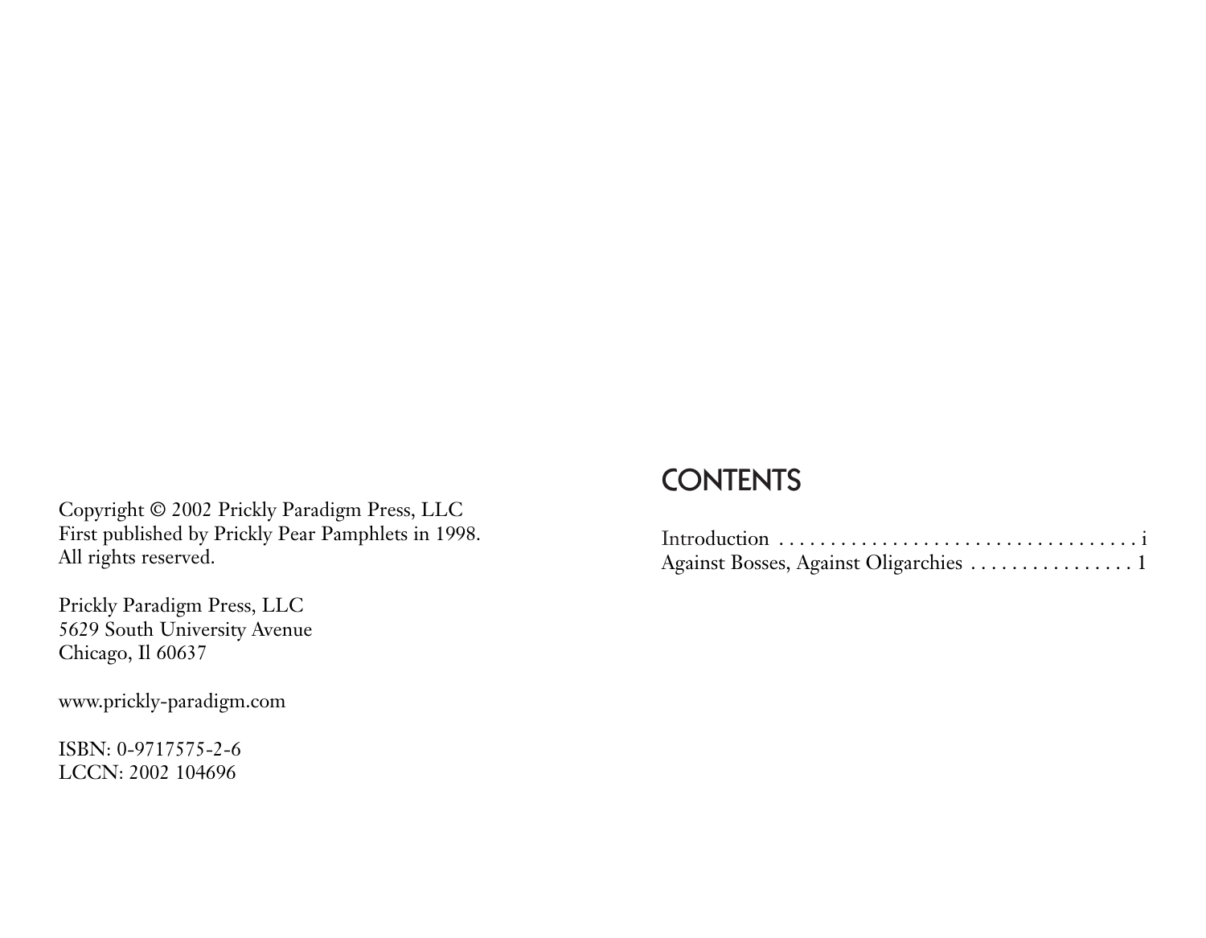Copyright © 2002 Prickly Paradigm Press, LLC
First published by Prickly Pear Pamphlets in 1998.
All rights reserved.

Prickly Paradigm Press, LLC
5629 South University Avenue
Chicago, Il 60637

www.prickly-paradigm.com

ISBN: 0-9717575-2-6
LCCN: 2002 104696

# CONTENTS

Introduction . . . . . . . . . . . . . . . . . . . . . . . . . . . . . . . . . . . . i
Against Bosses, Against Oligarchies . . . . . . . . . . . . . . . . 1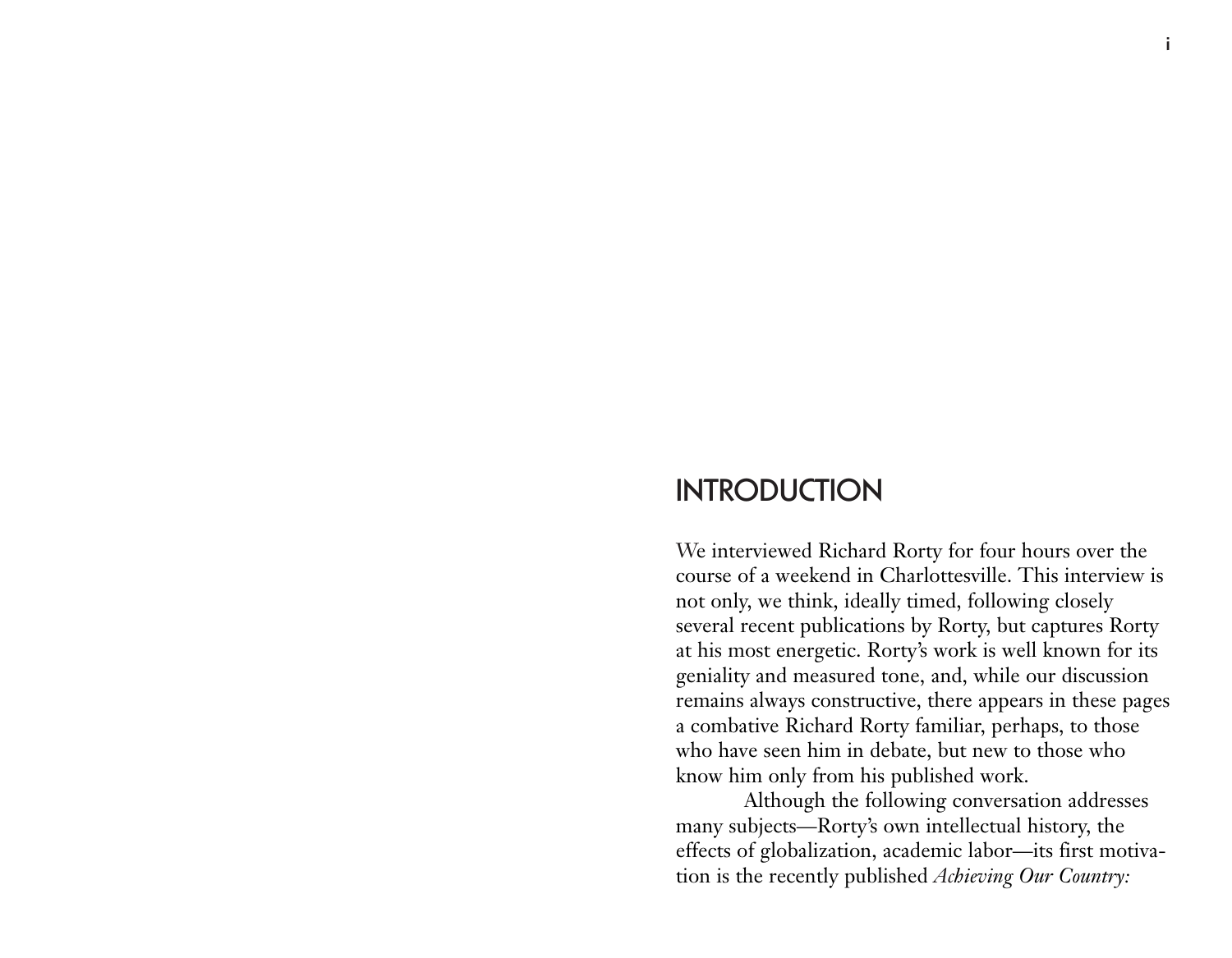# INTRODUCTION

We interviewed Richard Rorty for four hours over the course of a weekend in Charlottesville. This interview is not only, we think, ideally timed, following closely several recent publications by Rorty, but captures Rorty at his most energetic. Rorty's work is well known for its geniality and measured tone, and, while our discussion remains always constructive, there appears in these pages a combative Richard Rorty familiar, perhaps, to those who have seen him in debate, but new to those who know him only from his published work.

Although the following conversation addresses many subjects—Rorty's own intellectual history, the effects of globalization, academic labor—its first motivation is the recently published *Achieving Our Country:*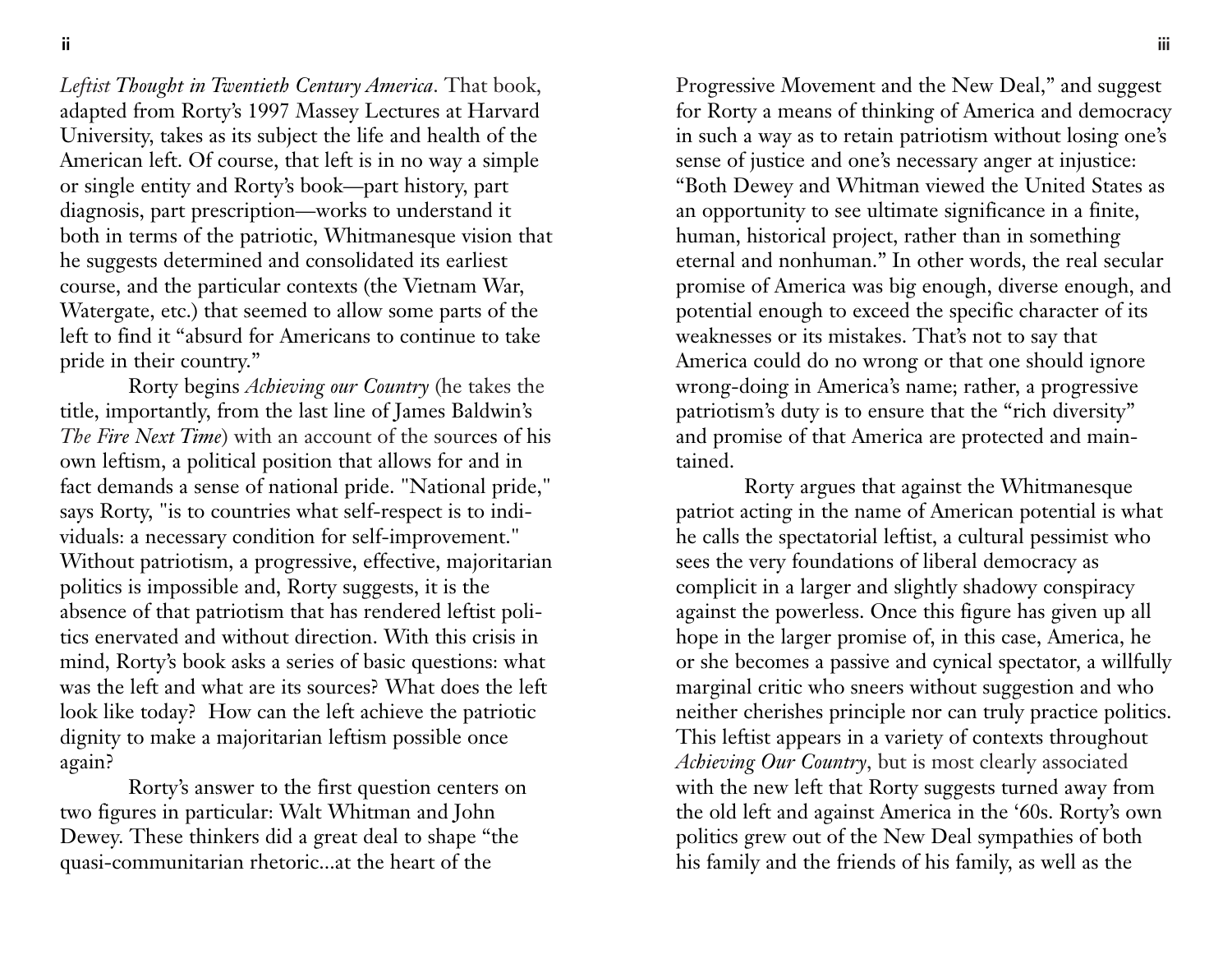*Leftist Thought in Twentieth Century America*. That book, adapted from Rorty's 1997 Massey Lectures at Harvard University, takes as its subject the life and health of the American left. Of course, that left is in no way a simple or single entity and Rorty's book—part history, part diagnosis, part prescription—works to understand it both in terms of the patriotic, Whitmanesque vision that he suggests determined and consolidated its earliest course, and the particular contexts (the Vietnam War, Watergate, etc.) that seemed to allow some parts of the left to find it "absurd for Americans to continue to take pride in their country."

Rorty begins *Achieving our Country* (he takes the title, importantly, from the last line of James Baldwin's *The Fire Next Time*) with an account of the sources of his own leftism, a political position that allows for and in fact demands a sense of national pride. "National pride," says Rorty, "is to countries what self-respect is to individuals: a necessary condition for self-improvement." Without patriotism, a progressive, effective, majoritarian politics is impossible and, Rorty suggests, it is the absence of that patriotism that has rendered leftist politics enervated and without direction. With this crisis in mind, Rorty's book asks a series of basic questions: what was the left and what are its sources? What does the left look like today? How can the left achieve the patriotic dignity to make a majoritarian leftism possible once again?

Rorty's answer to the first question centers on two figures in particular: Walt Whitman and John Dewey. These thinkers did a great deal to shape "the quasi-communitarian rhetoric...at the heart of the Progressive Movement and the New Deal," and suggest for Rorty a means of thinking of America and democracy in such a way as to retain patriotism without losing one's sense of justice and one's necessary anger at injustice: "Both Dewey and Whitman viewed the United States as an opportunity to see ultimate significance in a finite, human, historical project, rather than in something eternal and nonhuman." In other words, the real secular promise of America was big enough, diverse enough, and potential enough to exceed the specific character of its weaknesses or its mistakes. That's not to say that America could do no wrong or that one should ignore wrong-doing in America's name; rather, a progressive patriotism's duty is to ensure that the "rich diversity" and promise of that America are protected and maintained.

Rorty argues that against the Whitmanesque patriot acting in the name of American potential is what he calls the spectatorial leftist, a cultural pessimist who sees the very foundations of liberal democracy as complicit in a larger and slightly shadowy conspiracy against the powerless. Once this figure has given up all hope in the larger promise of, in this case, America, he or she becomes a passive and cynical spectator, a willfully marginal critic who sneers without suggestion and who neither cherishes principle nor can truly practice politics. This leftist appears in a variety of contexts throughout *Achieving Our Country*, but is most clearly associated with the new left that Rorty suggests turned away from the old left and against America in the '60s. Rorty's own politics grew out of the New Deal sympathies of both his family and the friends of his family, as well as the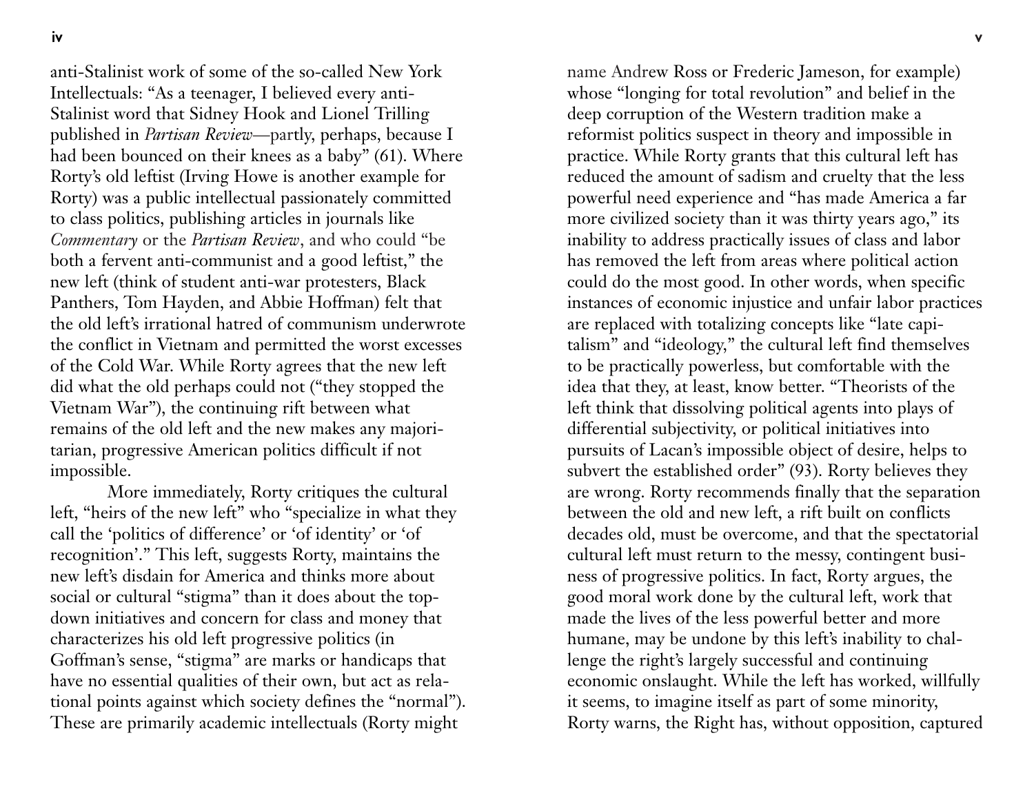anti-Stalinist work of some of the so-called New York Intellectuals: "As a teenager, I believed every anti-Stalinist word that Sidney Hook and Lionel Trilling published in *Partisan Review*—partly, perhaps, because I had been bounced on their knees as a baby" (61). Where Rorty's old leftist (Irving Howe is another example for Rorty) was a public intellectual passionately committed to class politics, publishing articles in journals like *Commentary* or the *Partisan Review*, and who could "be both a fervent anti-communist and a good leftist," the new left (think of student anti-war protesters, Black Panthers, Tom Hayden, and Abbie Hoffman) felt that the old left's irrational hatred of communism underwrote the conflict in Vietnam and permitted the worst excesses of the Cold War. While Rorty agrees that the new left did what the old perhaps could not ("they stopped the Vietnam War"), the continuing rift between what remains of the old left and the new makes any majoritarian, progressive American politics difficult if not impossible.

More immediately, Rorty critiques the cultural left, "heirs of the new left" who "specialize in what they call the 'politics of difference' or 'of identity' or 'of recognition'." This left, suggests Rorty, maintains the new left's disdain for America and thinks more about social or cultural "stigma" than it does about the top-down initiatives and concern for class and money that characterizes his old left progressive politics (in Goffman's sense, "stigma" are marks or handicaps that have no essential qualities of their own, but act as relational points against which society defines the "normal"). These are primarily academic intellectuals (Rorty might name Andrew Ross or Frederic Jameson, for example) whose "longing for total revolution" and belief in the deep corruption of the Western tradition make a reformist politics suspect in theory and impossible in practice. While Rorty grants that this cultural left has reduced the amount of sadism and cruelty that the less powerful need experience and "has made America a far more civilized society than it was thirty years ago," its inability to address practically issues of class and labor has removed the left from areas where political action could do the most good. In other words, when specific instances of economic injustice and unfair labor practices are replaced with totalizing concepts like "late capitalism" and "ideology," the cultural left find themselves to be practically powerless, but comfortable with the idea that they, at least, know better. "Theorists of the left think that dissolving political agents into plays of differential subjectivity, or political initiatives into pursuits of Lacan's impossible object of desire, helps to subvert the established order" (93). Rorty believes they are wrong. Rorty recommends finally that the separation between the old and new left, a rift built on conflicts decades old, must be overcome, and that the spectatorial cultural left must return to the messy, contingent business of progressive politics. In fact, Rorty argues, the good moral work done by the cultural left, work that made the lives of the less powerful better and more humane, may be undone by this left's inability to challenge the right's largely successful and continuing economic onslaught. While the left has worked, willfully it seems, to imagine itself as part of some minority, Rorty warns, the Right has, without opposition, captured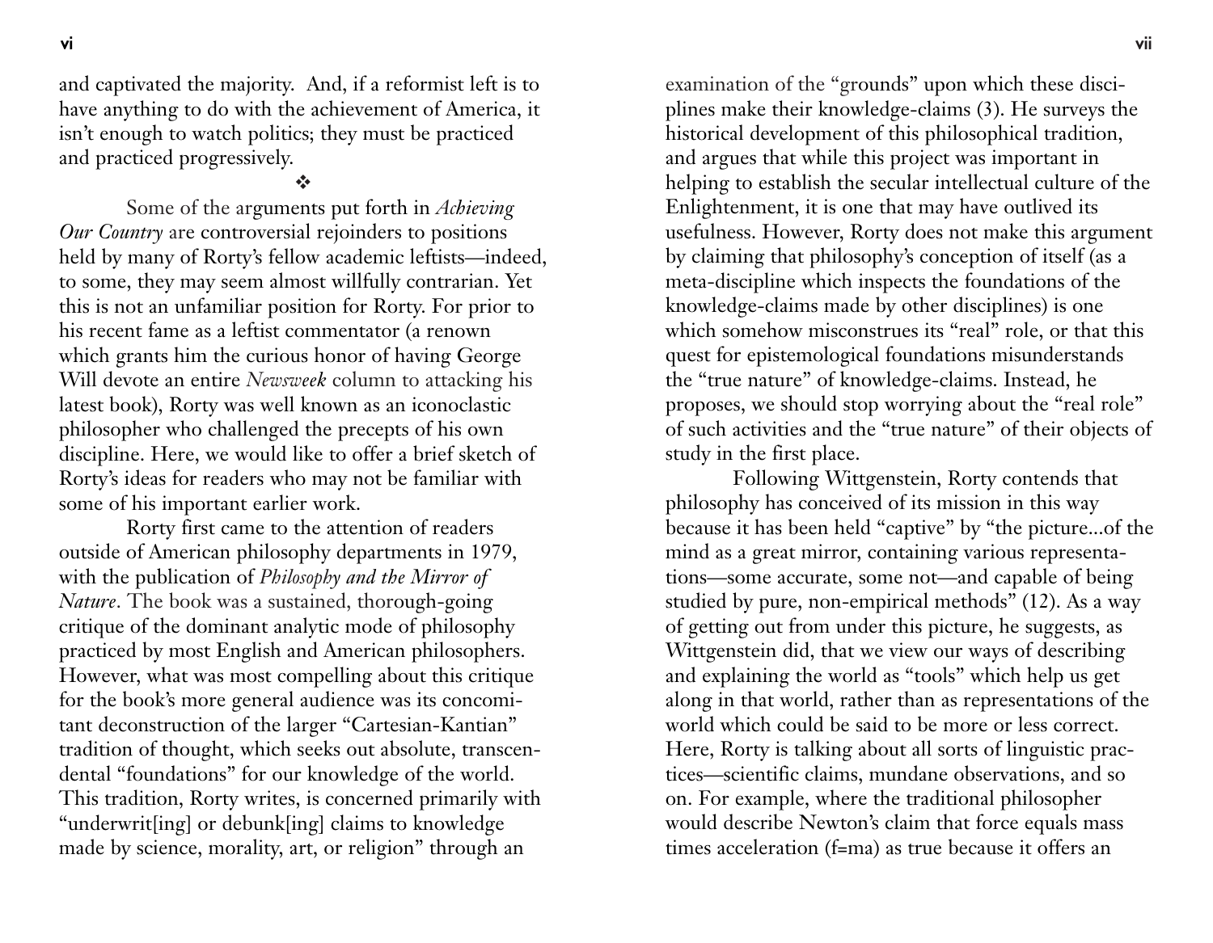and captivated the majority. And, if a reformist left is to have anything to do with the achievement of America, it isn't enough to watch politics; they must be practiced and practiced progressively.

❖

Some of the arguments put forth in *Achieving Our Country* are controversial rejoinders to positions held by many of Rorty's fellow academic leftists—indeed, to some, they may seem almost willfully contrarian. Yet this is not an unfamiliar position for Rorty. For prior to his recent fame as a leftist commentator (a renown which grants him the curious honor of having George Will devote an entire *Newsweek* column to attacking his latest book), Rorty was well known as an iconoclastic philosopher who challenged the precepts of his own discipline. Here, we would like to offer a brief sketch of Rorty's ideas for readers who may not be familiar with some of his important earlier work.

Rorty first came to the attention of readers outside of American philosophy departments in 1979, with the publication of *Philosophy and the Mirror of Nature*. The book was a sustained, thorough-going critique of the dominant analytic mode of philosophy practiced by most English and American philosophers. However, what was most compelling about this critique for the book's more general audience was its concomitant deconstruction of the larger "Cartesian-Kantian" tradition of thought, which seeks out absolute, transcendental "foundations" for our knowledge of the world. This tradition, Rorty writes, is concerned primarily with "underwrit[ing] or debunk[ing] claims to knowledge made by science, morality, art, or religion" through an examination of the "grounds" upon which these disciplines make their knowledge-claims (3). He surveys the historical development of this philosophical tradition, and argues that while this project was important in helping to establish the secular intellectual culture of the Enlightenment, it is one that may have outlived its usefulness. However, Rorty does not make this argument by claiming that philosophy's conception of itself (as a meta-discipline which inspects the foundations of the knowledge-claims made by other disciplines) is one which somehow misconstrues its "real" role, or that this quest for epistemological foundations misunderstands the "true nature" of knowledge-claims. Instead, he proposes, we should stop worrying about the "real role" of such activities and the "true nature" of their objects of study in the first place.

Following Wittgenstein, Rorty contends that philosophy has conceived of its mission in this way because it has been held "captive" by "the picture...of the mind as a great mirror, containing various representations—some accurate, some not—and capable of being studied by pure, non-empirical methods" (12). As a way of getting out from under this picture, he suggests, as Wittgenstein did, that we view our ways of describing and explaining the world as "tools" which help us get along in that world, rather than as representations of the world which could be said to be more or less correct. Here, Rorty is talking about all sorts of linguistic practices—scientific claims, mundane observations, and so on. For example, where the traditional philosopher would describe Newton's claim that force equals mass times acceleration ($f=ma$) as true because it offers an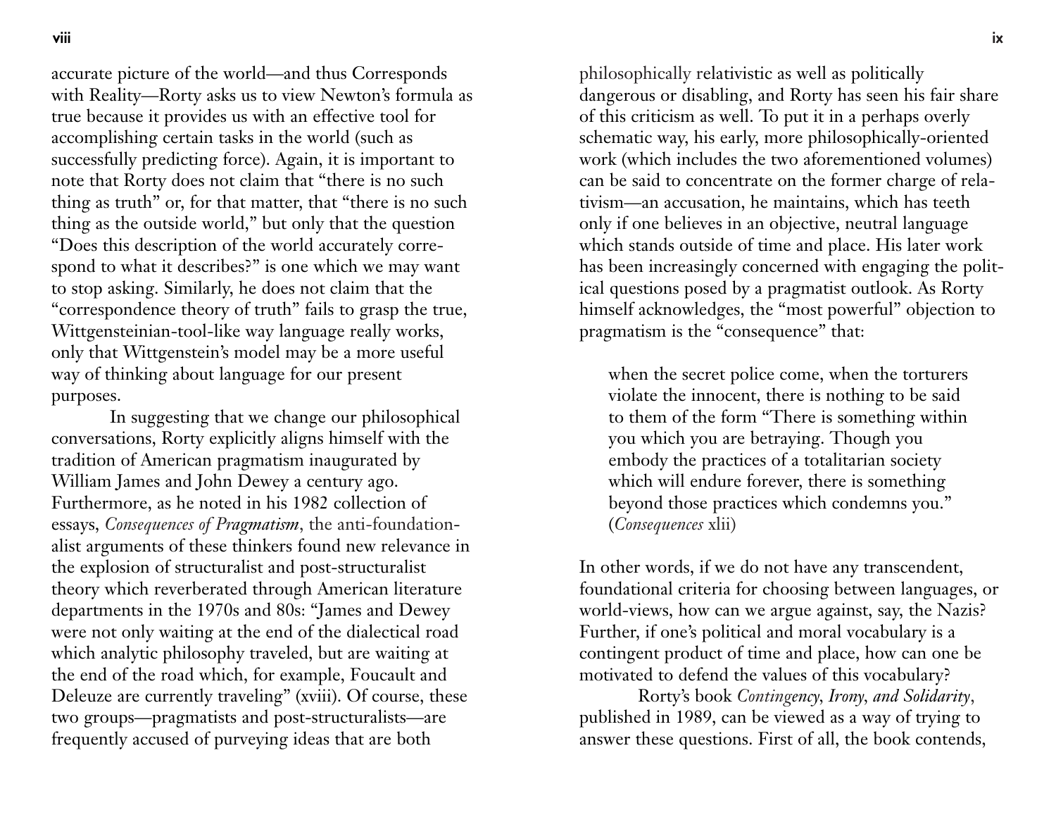accurate picture of the world—and thus Corresponds with Reality—Rorty asks us to view Newton's formula as true because it provides us with an effective tool for accomplishing certain tasks in the world (such as successfully predicting force). Again, it is important to note that Rorty does not claim that "there is no such thing as truth" or, for that matter, that "there is no such thing as the outside world," but only that the question "Does this description of the world accurately correspond to what it describes?" is one which we may want to stop asking. Similarly, he does not claim that the "correspondence theory of truth" fails to grasp the true, Wittgensteinian-tool-like way language really works, only that Wittgenstein's model may be a more useful way of thinking about language for our present purposes.

In suggesting that we change our philosophical conversations, Rorty explicitly aligns himself with the tradition of American pragmatism inaugurated by William James and John Dewey a century ago. Furthermore, as he noted in his 1982 collection of essays, *Consequences of Pragmatism*, the anti-foundationalist arguments of these thinkers found new relevance in the explosion of structuralist and post-structuralist theory which reverberated through American literature departments in the 1970s and 80s: "James and Dewey were not only waiting at the end of the dialectical road which analytic philosophy traveled, but are waiting at the end of the road which, for example, Foucault and Deleuze are currently traveling" (xviii). Of course, these two groups—pragmatists and post-structuralists—are frequently accused of purveying ideas that are both philosophically relativistic as well as politically dangerous or disabling, and Rorty has seen his fair share of this criticism as well. To put it in a perhaps overly schematic way, his early, more philosophically-oriented work (which includes the two aforementioned volumes) can be said to concentrate on the former charge of relativism—an accusation, he maintains, which has teeth only if one believes in an objective, neutral language which stands outside of time and place. His later work has been increasingly concerned with engaging the political questions posed by a pragmatist outlook. As Rorty himself acknowledges, the "most powerful" objection to pragmatism is the "consequence" that:

> when the secret police come, when the torturers violate the innocent, there is nothing to be said to them of the form "There is something within you which you are betraying. Though you embody the practices of a totalitarian society which will endure forever, there is something beyond those practices which condemns you." (*Consequences* xlii)

In other words, if we do not have any transcendent, foundational criteria for choosing between languages, or world-views, how can we argue against, say, the Nazis? Further, if one's political and moral vocabulary is a contingent product of time and place, how can one be motivated to defend the values of this vocabulary?

Rorty's book *Contingency, Irony, and Solidarity*, published in 1989, can be viewed as a way of trying to answer these questions. First of all, the book contends,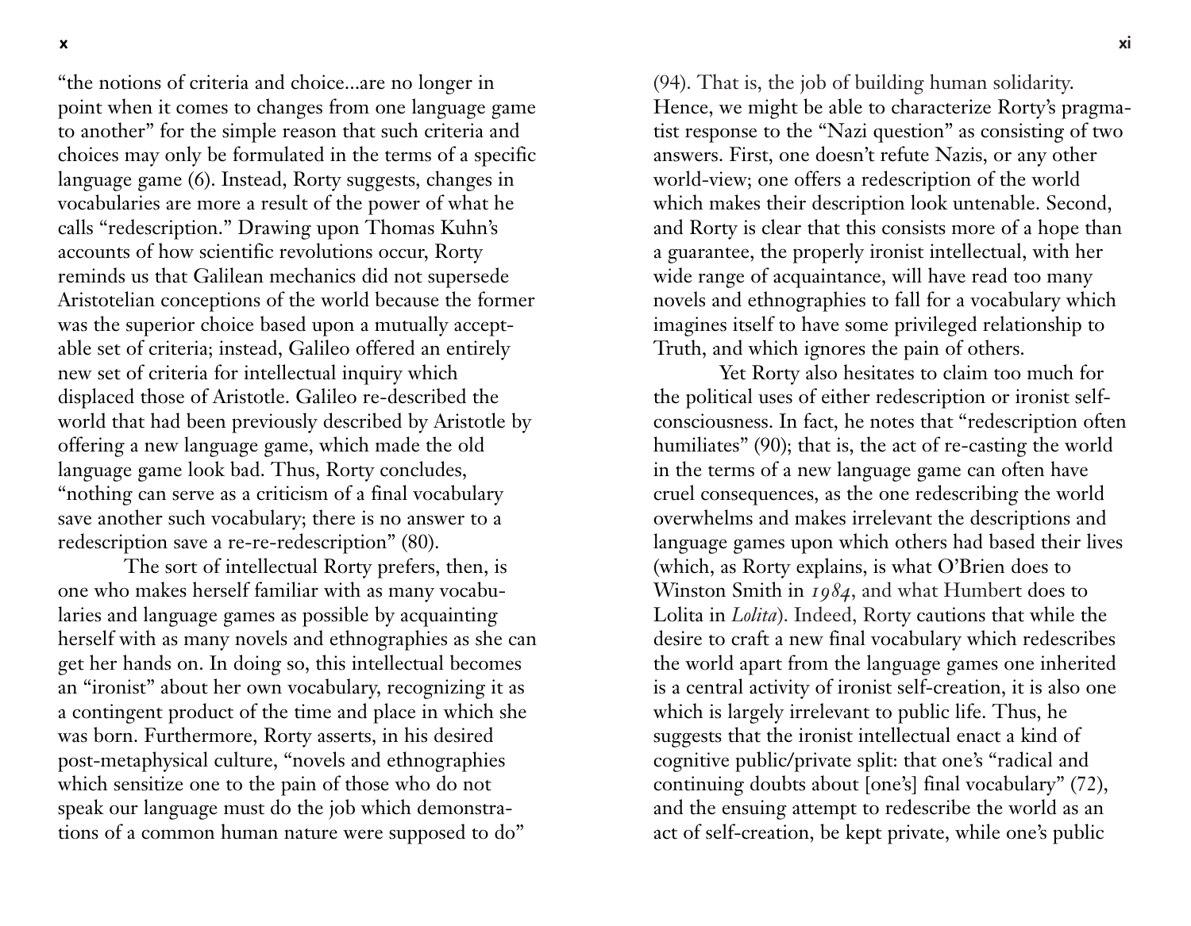"the notions of criteria and choice...are no longer in point when it comes to changes from one language game to another" for the simple reason that such criteria and choices may only be formulated in the terms of a specific language game (6). Instead, Rorty suggests, changes in vocabularies are more a result of the power of what he calls "redescription." Drawing upon Thomas Kuhn's accounts of how scientific revolutions occur, Rorty reminds us that Galilean mechanics did not supersede Aristotelian conceptions of the world because the former was the superior choice based upon a mutually acceptable set of criteria; instead, Galileo offered an entirely new set of criteria for intellectual inquiry which displaced those of Aristotle. Galileo re-described the world that had been previously described by Aristotle by offering a new language game, which made the old language game look bad. Thus, Rorty concludes, "nothing can serve as a criticism of a final vocabulary save another such vocabulary; there is no answer to a redescription save a re-re-redescription" (80).

The sort of intellectual Rorty prefers, then, is one who makes herself familiar with as many vocabularies and language games as possible by acquainting herself with as many novels and ethnographies as she can get her hands on. In doing so, this intellectual becomes an "ironist" about her own vocabulary, recognizing it as a contingent product of the time and place in which she was born. Furthermore, Rorty asserts, in his desired post-metaphysical culture, "novels and ethnographies which sensitize one to the pain of those who do not speak our language must do the job which demonstrations of a common human nature were supposed to do" (94). That is, the job of building human solidarity. Hence, we might be able to characterize Rorty's pragmatist response to the "Nazi question" as consisting of two answers. First, one doesn't refute Nazis, or any other world-view; one offers a redescription of the world which makes their description look untenable. Second, and Rorty is clear that this consists more of a hope than a guarantee, the properly ironist intellectual, with her wide range of acquaintance, will have read too many novels and ethnographies to fall for a vocabulary which imagines itself to have some privileged relationship to Truth, and which ignores the pain of others.

Yet Rorty also hesitates to claim too much for the political uses of either redescription or ironist self-consciousness. In fact, he notes that "redescription often humiliates" (90); that is, the act of re-casting the world in the terms of a new language game can often have cruel consequences, as the one redescribing the world overwhelms and makes irrelevant the descriptions and language games upon which others had based their lives (which, as Rorty explains, is what O'Brien does to Winston Smith in *1984*, and what Humbert does to Lolita in *Lolita*). Indeed, Rorty cautions that while the desire to craft a new final vocabulary which redescribes the world apart from the language games one inherited is a central activity of ironist self-creation, it is also one which is largely irrelevant to public life. Thus, he suggests that the ironist intellectual enact a kind of cognitive public/private split: that one's "radical and continuing doubts about [one's] final vocabulary" (72), and the ensuing attempt to redescribe the world as an act of self-creation, be kept private, while one's public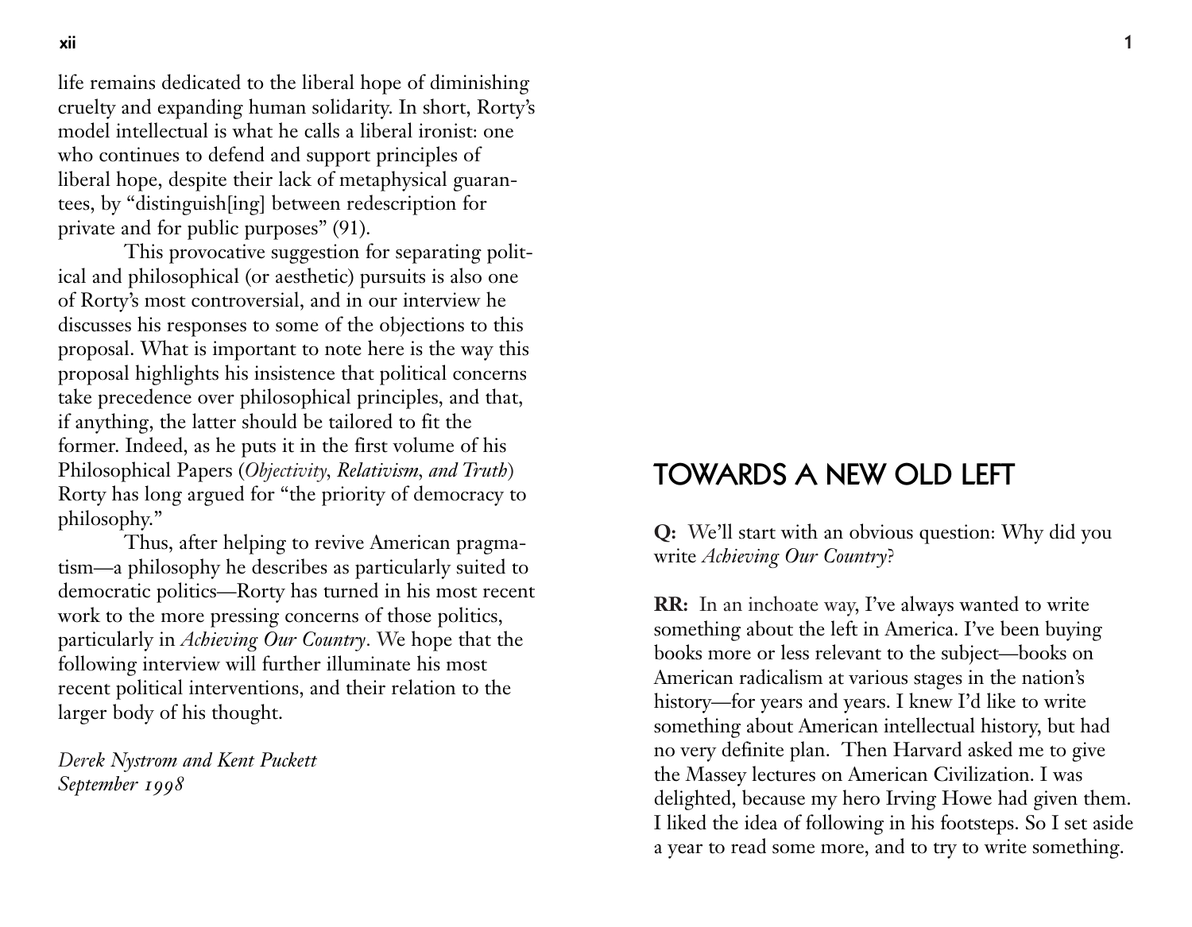life remains dedicated to the liberal hope of diminishing cruelty and expanding human solidarity. In short, Rorty's model intellectual is what he calls a liberal ironist: one who continues to defend and support principles of liberal hope, despite their lack of metaphysical guarantees, by "distinguish[ing] between redescription for private and for public purposes" (91).

This provocative suggestion for separating political and philosophical (or aesthetic) pursuits is also one of Rorty's most controversial, and in our interview he discusses his responses to some of the objections to this proposal. What is important to note here is the way this proposal highlights his insistence that political concerns take precedence over philosophical principles, and that, if anything, the latter should be tailored to fit the former. Indeed, as he puts it in the first volume of his Philosophical Papers (*Objectivity, Relativism, and Truth*) Rorty has long argued for "the priority of democracy to philosophy."

Thus, after helping to revive American pragmatism—a philosophy he describes as particularly suited to democratic politics—Rorty has turned in his most recent work to the more pressing concerns of those politics, particularly in *Achieving Our Country*. We hope that the following interview will further illuminate his most recent political interventions, and their relation to the larger body of his thought.

*Derek Nystrom and Kent Puckett*
*September 1998*

# TOWARDS A NEW OLD LEFT

**Q:** We'll start with an obvious question: Why did you write *Achieving Our Country*?

**RR:** In an inchoate way, I've always wanted to write something about the left in America. I've been buying books more or less relevant to the subject—books on American radicalism at various stages in the nation's history—for years and years. I knew I'd like to write something about American intellectual history, but had no very definite plan. Then Harvard asked me to give the Massey lectures on American Civilization. I was delighted, because my hero Irving Howe had given them. I liked the idea of following in his footsteps. So I set aside a year to read some more, and to try to write something.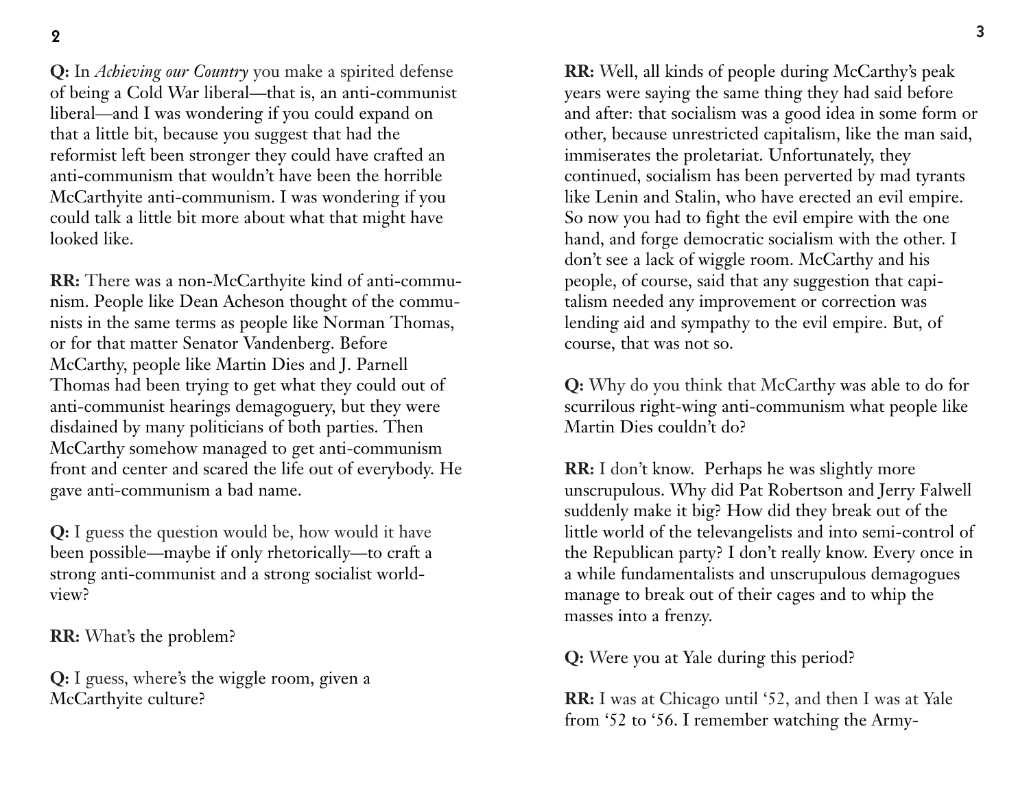**Q:** In *Achieving our Country* you make a spirited defense of being a Cold War liberal—that is, an anti-communist liberal—and I was wondering if you could expand on that a little bit, because you suggest that had the reformist left been stronger they could have crafted an anti-communism that wouldn't have been the horrible McCarthyite anti-communism. I was wondering if you could talk a little bit more about what that might have looked like.

**RR:** There was a non-McCarthyite kind of anti-communism. People like Dean Acheson thought of the communists in the same terms as people like Norman Thomas, or for that matter Senator Vandenberg. Before McCarthy, people like Martin Dies and J. Parnell Thomas had been trying to get what they could out of anti-communist hearings demagoguery, but they were disdained by many politicians of both parties. Then McCarthy somehow managed to get anti-communism front and center and scared the life out of everybody. He gave anti-communism a bad name.

**Q:** I guess the question would be, how would it have been possible—maybe if only rhetorically—to craft a strong anti-communist and a strong socialist worldview?

**RR:** What's the problem?

**Q:** I guess, where's the wiggle room, given a McCarthyite culture?

**RR:** Well, all kinds of people during McCarthy's peak years were saying the same thing they had said before and after: that socialism was a good idea in some form or other, because unrestricted capitalism, like the man said, immiserates the proletariat. Unfortunately, they continued, socialism has been perverted by mad tyrants like Lenin and Stalin, who have erected an evil empire. So now you had to fight the evil empire with the one hand, and forge democratic socialism with the other. I don't see a lack of wiggle room. McCarthy and his people, of course, said that any suggestion that capitalism needed any improvement or correction was lending aid and sympathy to the evil empire. But, of course, that was not so.

**Q:** Why do you think that McCarthy was able to do for scurrilous right-wing anti-communism what people like Martin Dies couldn't do?

**RR:** I don't know. Perhaps he was slightly more unscrupulous. Why did Pat Robertson and Jerry Falwell suddenly make it big? How did they break out of the little world of the televangelists and into semi-control of the Republican party? I don't really know. Every once in a while fundamentalists and unscrupulous demagogues manage to break out of their cages and to whip the masses into a frenzy.

**Q:** Were you at Yale during this period?

**RR:** I was at Chicago until '52, and then I was at Yale from '52 to '56. I remember watching the Army-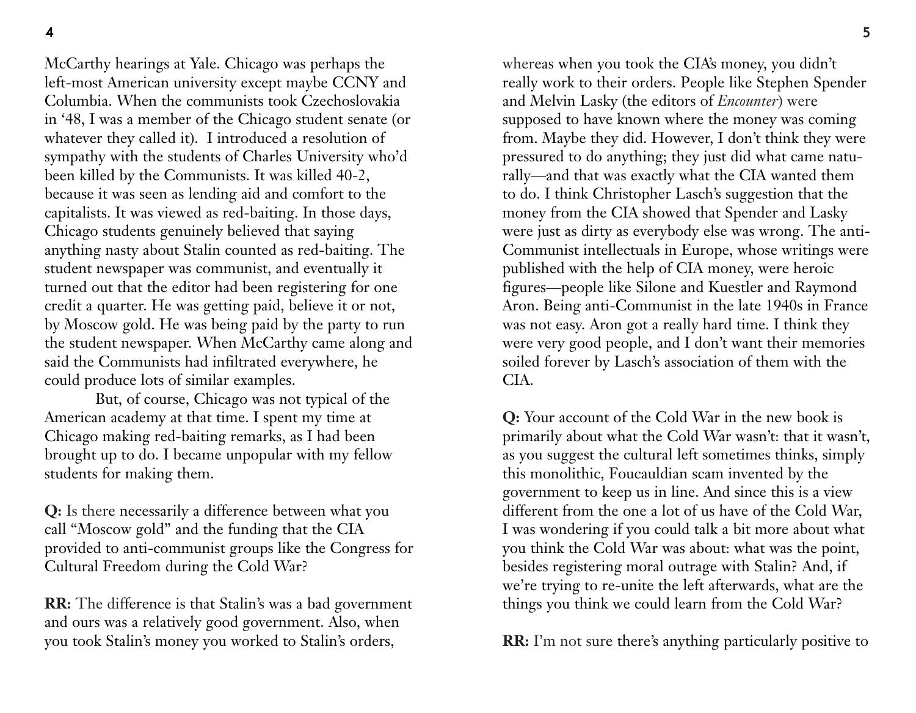McCarthy hearings at Yale. Chicago was perhaps the left-most American university except maybe CCNY and Columbia. When the communists took Czechoslovakia in '48, I was a member of the Chicago student senate (or whatever they called it). I introduced a resolution of sympathy with the students of Charles University who'd been killed by the Communists. It was killed 40-2, because it was seen as lending aid and comfort to the capitalists. It was viewed as red-baiting. In those days, Chicago students genuinely believed that saying anything nasty about Stalin counted as red-baiting. The student newspaper was communist, and eventually it turned out that the editor had been registering for one credit a quarter. He was getting paid, believe it or not, by Moscow gold. He was being paid by the party to run the student newspaper. When McCarthy came along and said the Communists had infiltrated everywhere, he could produce lots of similar examples.

But, of course, Chicago was not typical of the American academy at that time. I spent my time at Chicago making red-baiting remarks, as I had been brought up to do. I became unpopular with my fellow students for making them.

**Q:** Is there necessarily a difference between what you call "Moscow gold" and the funding that the CIA provided to anti-communist groups like the Congress for Cultural Freedom during the Cold War?

**RR:** The difference is that Stalin's was a bad government and ours was a relatively good government. Also, when you took Stalin's money you worked to Stalin's orders, whereas when you took the CIA's money, you didn't really work to their orders. People like Stephen Spender and Melvin Lasky (the editors of *Encounter*) were supposed to have known where the money was coming from. Maybe they did. However, I don't think they were pressured to do anything; they just did what came naturally—and that was exactly what the CIA wanted them to do. I think Christopher Lasch's suggestion that the money from the CIA showed that Spender and Lasky were just as dirty as everybody else was wrong. The anti-Communist intellectuals in Europe, whose writings were published with the help of CIA money, were heroic figures—people like Silone and Kuestler and Raymond Aron. Being anti-Communist in the late 1940s in France was not easy. Aron got a really hard time. I think they were very good people, and I don't want their memories soiled forever by Lasch's association of them with the CIA.

**Q:** Your account of the Cold War in the new book is primarily about what the Cold War wasn't: that it wasn't, as you suggest the cultural left sometimes thinks, simply this monolithic, Foucauldian scam invented by the government to keep us in line. And since this is a view different from the one a lot of us have of the Cold War, I was wondering if you could talk a bit more about what you think the Cold War was about: what was the point, besides registering moral outrage with Stalin? And, if we're trying to re-unite the left afterwards, what are the things you think we could learn from the Cold War?

**RR:** I'm not sure there's anything particularly positive to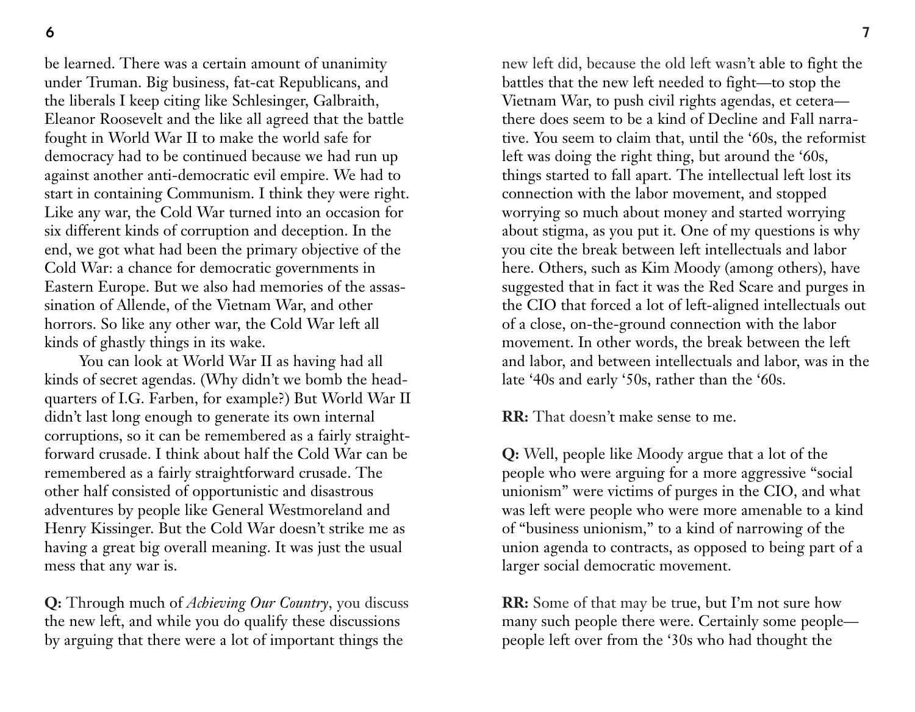be learned. There was a certain amount of unanimity under Truman. Big business, fat-cat Republicans, and the liberals I keep citing like Schlesinger, Galbraith, Eleanor Roosevelt and the like all agreed that the battle fought in World War II to make the world safe for democracy had to be continued because we had run up against another anti-democratic evil empire. We had to start in containing Communism. I think they were right. Like any war, the Cold War turned into an occasion for six different kinds of corruption and deception. In the end, we got what had been the primary objective of the Cold War: a chance for democratic governments in Eastern Europe. But we also had memories of the assassination of Allende, of the Vietnam War, and other horrors. So like any other war, the Cold War left all kinds of ghastly things in its wake.

You can look at World War II as having had all kinds of secret agendas. (Why didn't we bomb the headquarters of I.G. Farben, for example?) But World War II didn't last long enough to generate its own internal corruptions, so it can be remembered as a fairly straightforward crusade. I think about half the Cold War can be remembered as a fairly straightforward crusade. The other half consisted of opportunistic and disastrous adventures by people like General Westmoreland and Henry Kissinger. But the Cold War doesn't strike me as having a great big overall meaning. It was just the usual mess that any war is.

**Q:** Through much of *Achieving Our Country*, you discuss the new left, and while you do qualify these discussions by arguing that there were a lot of important things the new left did, because the old left wasn't able to fight the battles that the new left needed to fight—to stop the Vietnam War, to push civil rights agendas, et cetera—there does seem to be a kind of Decline and Fall narrative. You seem to claim that, until the '60s, the reformist left was doing the right thing, but around the '60s, things started to fall apart. The intellectual left lost its connection with the labor movement, and stopped worrying so much about money and started worrying about stigma, as you put it. One of my questions is why you cite the break between left intellectuals and labor here. Others, such as Kim Moody (among others), have suggested that in fact it was the Red Scare and purges in the CIO that forced a lot of left-aligned intellectuals out of a close, on-the-ground connection with the labor movement. In other words, the break between the left and labor, and between intellectuals and labor, was in the late '40s and early '50s, rather than the '60s.

**RR:** That doesn't make sense to me.

**Q:** Well, people like Moody argue that a lot of the people who were arguing for a more aggressive "social unionism" were victims of purges in the CIO, and what was left were people who were more amenable to a kind of "business unionism," to a kind of narrowing of the union agenda to contracts, as opposed to being part of a larger social democratic movement.

**RR:** Some of that may be true, but I'm not sure how many such people there were. Certainly some people—people left over from the '30s who had thought the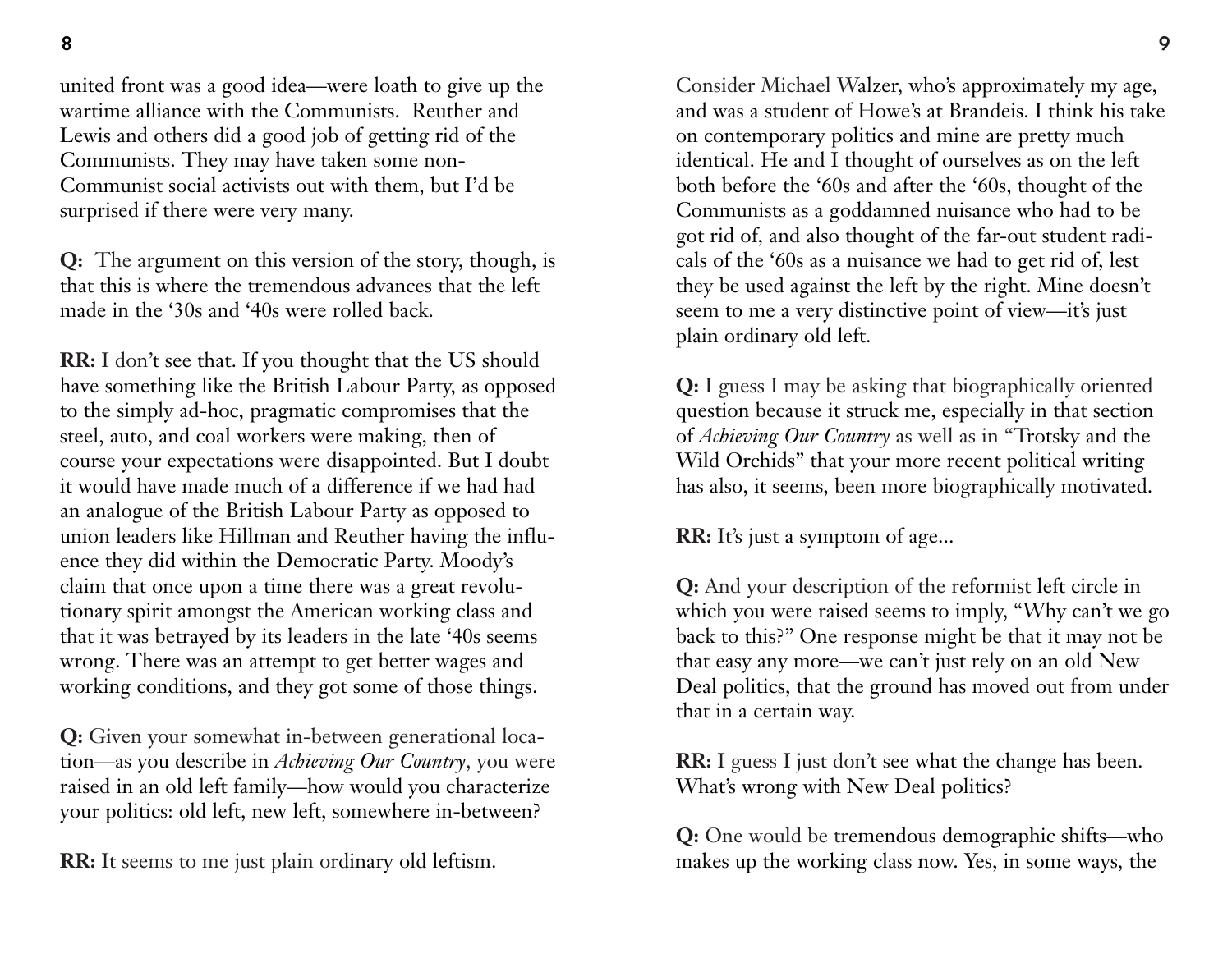united front was a good idea—were loath to give up the wartime alliance with the Communists. Reuther and Lewis and others did a good job of getting rid of the Communists. They may have taken some non-Communist social activists out with them, but I'd be surprised if there were very many.

**Q:** The argument on this version of the story, though, is that this is where the tremendous advances that the left made in the '30s and '40s were rolled back.

**RR:** I don't see that. If you thought that the US should have something like the British Labour Party, as opposed to the simply ad-hoc, pragmatic compromises that the steel, auto, and coal workers were making, then of course your expectations were disappointed. But I doubt it would have made much of a difference if we had had an analogue of the British Labour Party as opposed to union leaders like Hillman and Reuther having the influence they did within the Democratic Party. Moody's claim that once upon a time there was a great revolutionary spirit amongst the American working class and that it was betrayed by its leaders in the late '40s seems wrong. There was an attempt to get better wages and working conditions, and they got some of those things.

**Q:** Given your somewhat in-between generational location—as you describe in *Achieving Our Country*, you were raised in an old left family—how would you characterize your politics: old left, new left, somewhere in-between?

**RR:** It seems to me just plain ordinary old leftism. Consider Michael Walzer, who's approximately my age, and was a student of Howe's at Brandeis. I think his take on contemporary politics and mine are pretty much identical. He and I thought of ourselves as on the left both before the '60s and after the '60s, thought of the Communists as a goddamned nuisance who had to be got rid of, and also thought of the far-out student radicals of the '60s as a nuisance we had to get rid of, lest they be used against the left by the right. Mine doesn't seem to me a very distinctive point of view—it's just plain ordinary old left.

**Q:** I guess I may be asking that biographically oriented question because it struck me, especially in that section of *Achieving Our Country* as well as in "Trotsky and the Wild Orchids" that your more recent political writing has also, it seems, been more biographically motivated.

**RR:** It's just a symptom of age...

**Q:** And your description of the reformist left circle in which you were raised seems to imply, "Why can't we go back to this?" One response might be that it may not be that easy any more—we can't just rely on an old New Deal politics, that the ground has moved out from under that in a certain way.

**RR:** I guess I just don't see what the change has been. What's wrong with New Deal politics?

**Q:** One would be tremendous demographic shifts—who makes up the working class now. Yes, in some ways, the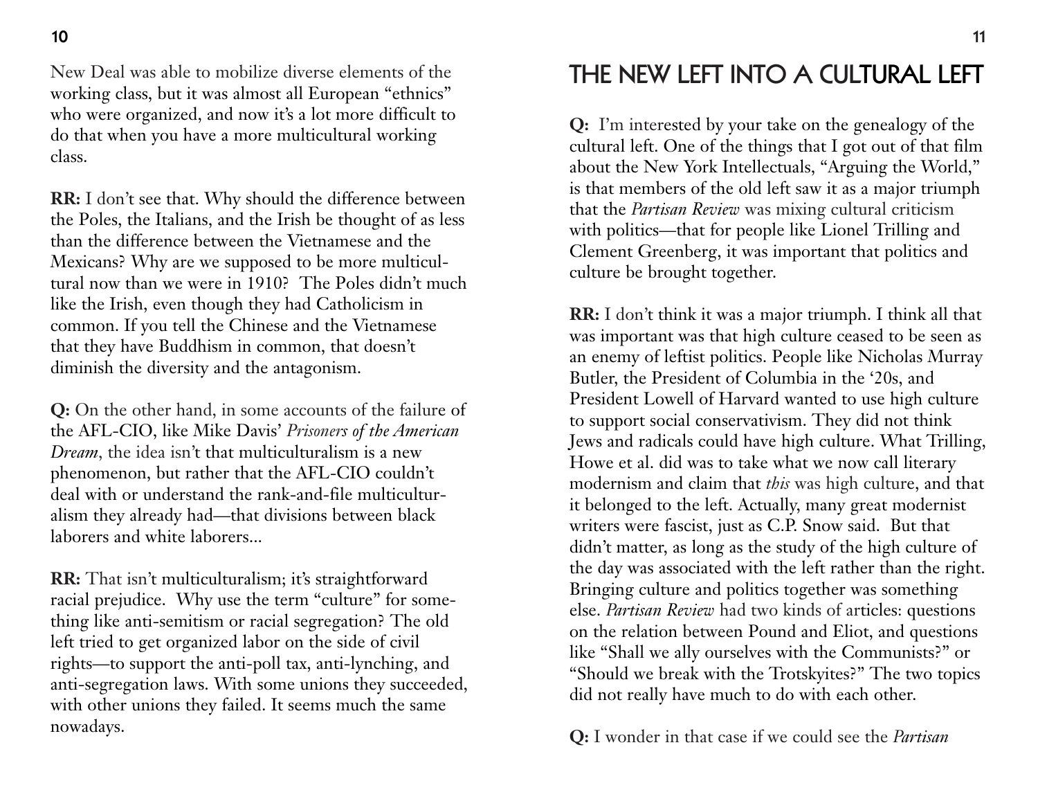New Deal was able to mobilize diverse elements of the working class, but it was almost all European "ethnics" who were organized, and now it's a lot more difficult to do that when you have a more multicultural working class.

**RR:** I don't see that. Why should the difference between the Poles, the Italians, and the Irish be thought of as less than the difference between the Vietnamese and the Mexicans? Why are we supposed to be more multicultural now than we were in 1910? The Poles didn't much like the Irish, even though they had Catholicism in common. If you tell the Chinese and the Vietnamese that they have Buddhism in common, that doesn't diminish the diversity and the antagonism.

**Q:** On the other hand, in some accounts of the failure of the AFL-CIO, like Mike Davis' *Prisoners of the American Dream*, the idea isn't that multiculturalism is a new phenomenon, but rather that the AFL-CIO couldn't deal with or understand the rank-and-file multiculturalism they already had—that divisions between black laborers and white laborers...

**RR:** That isn't multiculturalism; it's straightforward racial prejudice. Why use the term "culture" for something like anti-semitism or racial segregation? The old left tried to get organized labor on the side of civil rights—to support the anti-poll tax, anti-lynching, and anti-segregation laws. With some unions they succeeded, with other unions they failed. It seems much the same nowadays.

# THE NEW LEFT INTO A CULTURAL LEFT

**Q:** I'm interested by your take on the genealogy of the cultural left. One of the things that I got out of that film about the New York Intellectuals, "Arguing the World," is that members of the old left saw it as a major triumph that the *Partisan Review* was mixing cultural criticism with politics—that for people like Lionel Trilling and Clement Greenberg, it was important that politics and culture be brought together.

**RR:** I don't think it was a major triumph. I think all that was important was that high culture ceased to be seen as an enemy of leftist politics. People like Nicholas Murray Butler, the President of Columbia in the '20s, and President Lowell of Harvard wanted to use high culture to support social conservativism. They did not think Jews and radicals could have high culture. What Trilling, Howe et al. did was to take what we now call literary modernism and claim that *this* was high culture, and that it belonged to the left. Actually, many great modernist writers were fascist, just as C.P. Snow said. But that didn't matter, as long as the study of the high culture of the day was associated with the left rather than the right. Bringing culture and politics together was something else. *Partisan Review* had two kinds of articles: questions on the relation between Pound and Eliot, and questions like "Shall we ally ourselves with the Communists?" or "Should we break with the Trotskyites?" The two topics did not really have much to do with each other.

**Q:** I wonder in that case if we could see the *Partisan*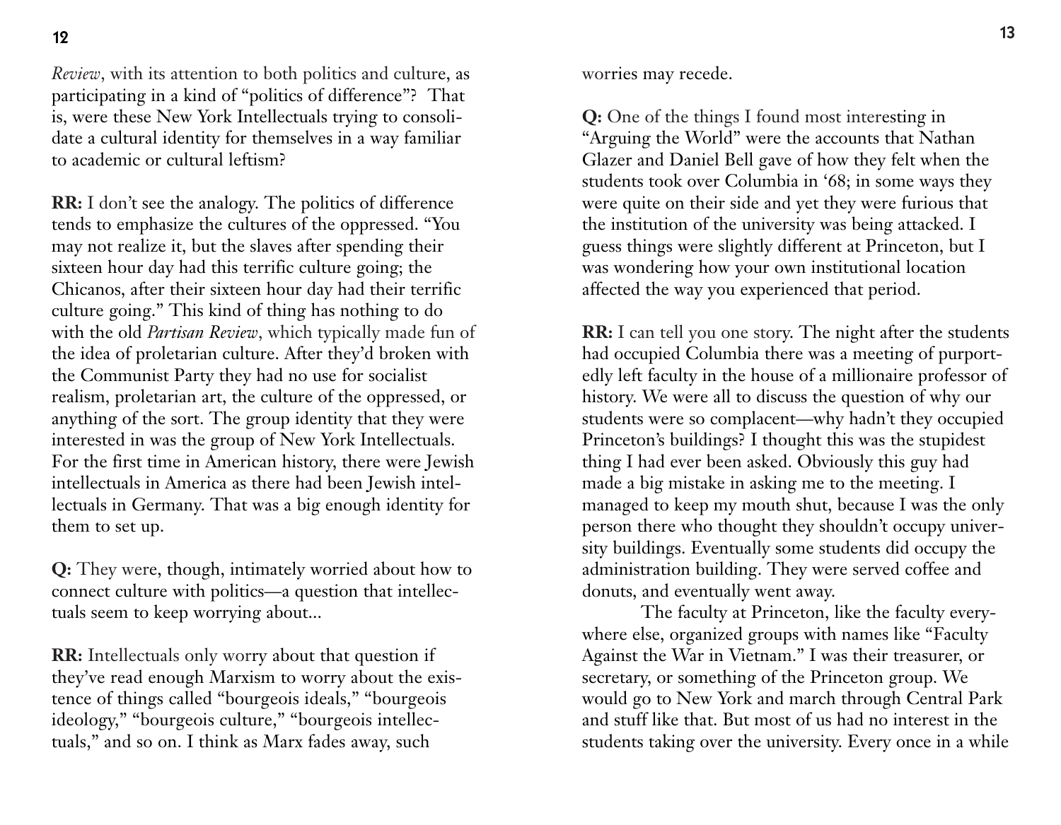*Review*, with its attention to both politics and culture, as participating in a kind of "politics of difference"? That is, were these New York Intellectuals trying to consolidate a cultural identity for themselves in a way familiar to academic or cultural leftism?

**RR:** I don't see the analogy. The politics of difference tends to emphasize the cultures of the oppressed. "You may not realize it, but the slaves after spending their sixteen hour day had this terrific culture going; the Chicanos, after their sixteen hour day had their terrific culture going." This kind of thing has nothing to do with the old *Partisan Review*, which typically made fun of the idea of proletarian culture. After they'd broken with the Communist Party they had no use for socialist realism, proletarian art, the culture of the oppressed, or anything of the sort. The group identity that they were interested in was the group of New York Intellectuals. For the first time in American history, there were Jewish intellectuals in America as there had been Jewish intellectuals in Germany. That was a big enough identity for them to set up.

**Q:** They were, though, intimately worried about how to connect culture with politics—a question that intellectuals seem to keep worrying about...

**RR:** Intellectuals only worry about that question if they've read enough Marxism to worry about the existence of things called "bourgeois ideals," "bourgeois ideology," "bourgeois culture," "bourgeois intellectuals," and so on. I think as Marx fades away, such worries may recede.

**Q:** One of the things I found most interesting in "Arguing the World" were the accounts that Nathan Glazer and Daniel Bell gave of how they felt when the students took over Columbia in '68; in some ways they were quite on their side and yet they were furious that the institution of the university was being attacked. I guess things were slightly different at Princeton, but I was wondering how your own institutional location affected the way you experienced that period.

**RR:** I can tell you one story. The night after the students had occupied Columbia there was a meeting of purportedly left faculty in the house of a millionaire professor of history. We were all to discuss the question of why our students were so complacent—why hadn't they occupied Princeton's buildings? I thought this was the stupidest thing I had ever been asked. Obviously this guy had made a big mistake in asking me to the meeting. I managed to keep my mouth shut, because I was the only person there who thought they shouldn't occupy university buildings. Eventually some students did occupy the administration building. They were served coffee and donuts, and eventually went away.

The faculty at Princeton, like the faculty everywhere else, organized groups with names like "Faculty Against the War in Vietnam." I was their treasurer, or secretary, or something of the Princeton group. We would go to New York and march through Central Park and stuff like that. But most of us had no interest in the students taking over the university. Every once in a while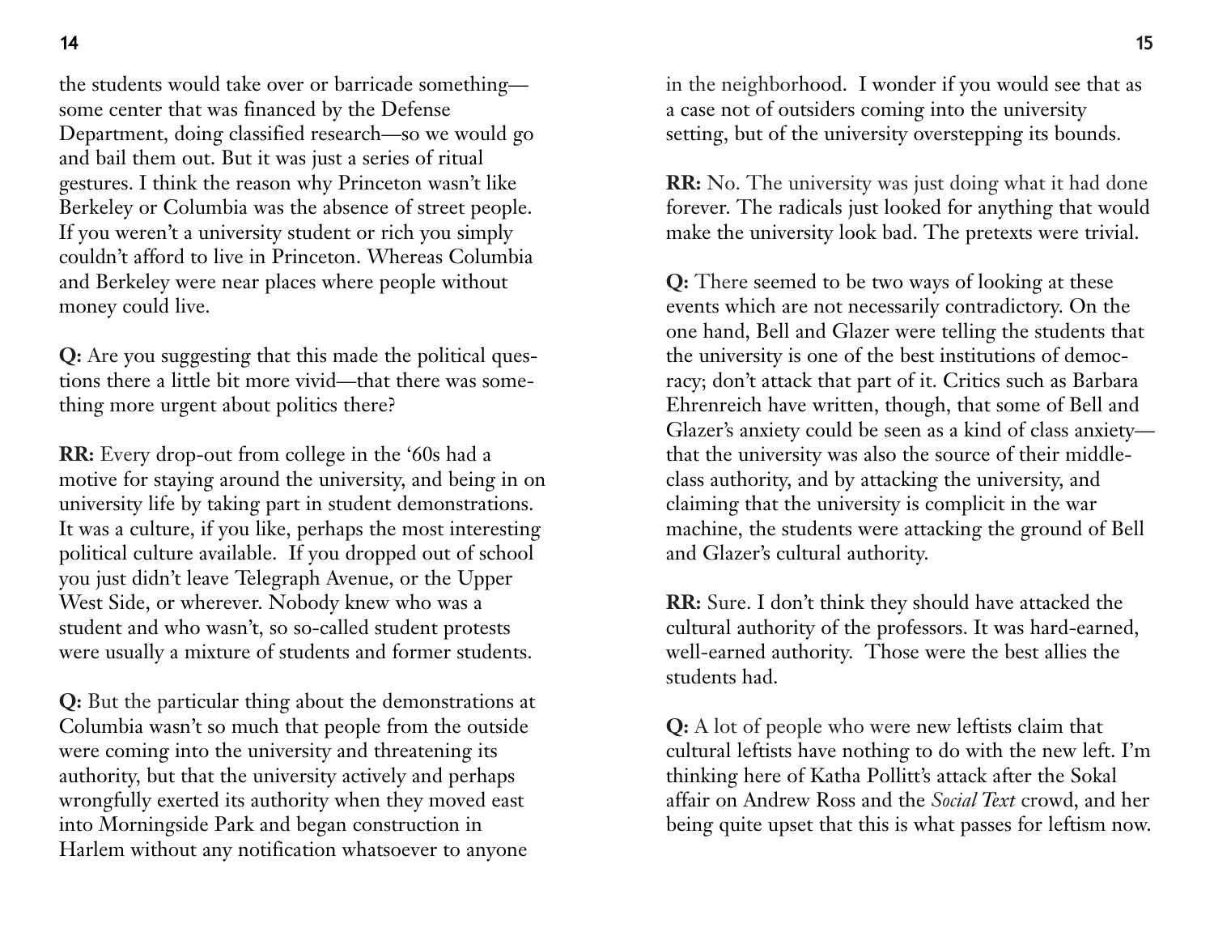the students would take over or barricade something—some center that was financed by the Defense Department, doing classified research—so we would go and bail them out. But it was just a series of ritual gestures. I think the reason why Princeton wasn't like Berkeley or Columbia was the absence of street people. If you weren't a university student or rich you simply couldn't afford to live in Princeton. Whereas Columbia and Berkeley were near places where people without money could live.

**Q:** Are you suggesting that this made the political questions there a little bit more vivid—that there was something more urgent about politics there?

**RR:** Every drop-out from college in the '60s had a motive for staying around the university, and being in on university life by taking part in student demonstrations. It was a culture, if you like, perhaps the most interesting political culture available. If you dropped out of school you just didn't leave Telegraph Avenue, or the Upper West Side, or wherever. Nobody knew who was a student and who wasn't, so so-called student protests were usually a mixture of students and former students.

**Q:** But the particular thing about the demonstrations at Columbia wasn't so much that people from the outside were coming into the university and threatening its authority, but that the university actively and perhaps wrongfully exerted its authority when they moved east into Morningside Park and began construction in Harlem without any notification whatsoever to anyone in the neighborhood. I wonder if you would see that as a case not of outsiders coming into the university setting, but of the university overstepping its bounds.

**RR:** No. The university was just doing what it had done forever. The radicals just looked for anything that would make the university look bad. The pretexts were trivial.

**Q:** There seemed to be two ways of looking at these events which are not necessarily contradictory. On the one hand, Bell and Glazer were telling the students that the university is one of the best institutions of democracy; don't attack that part of it. Critics such as Barbara Ehrenreich have written, though, that some of Bell and Glazer's anxiety could be seen as a kind of class anxiety—that the university was also the source of their middle-class authority, and by attacking the university, and claiming that the university is complicit in the war machine, the students were attacking the ground of Bell and Glazer's cultural authority.

**RR:** Sure. I don't think they should have attacked the cultural authority of the professors. It was hard-earned, well-earned authority. Those were the best allies the students had.

**Q:** A lot of people who were new leftists claim that cultural leftists have nothing to do with the new left. I'm thinking here of Katha Pollitt's attack after the Sokal affair on Andrew Ross and the *Social Text* crowd, and her being quite upset that this is what passes for leftism now.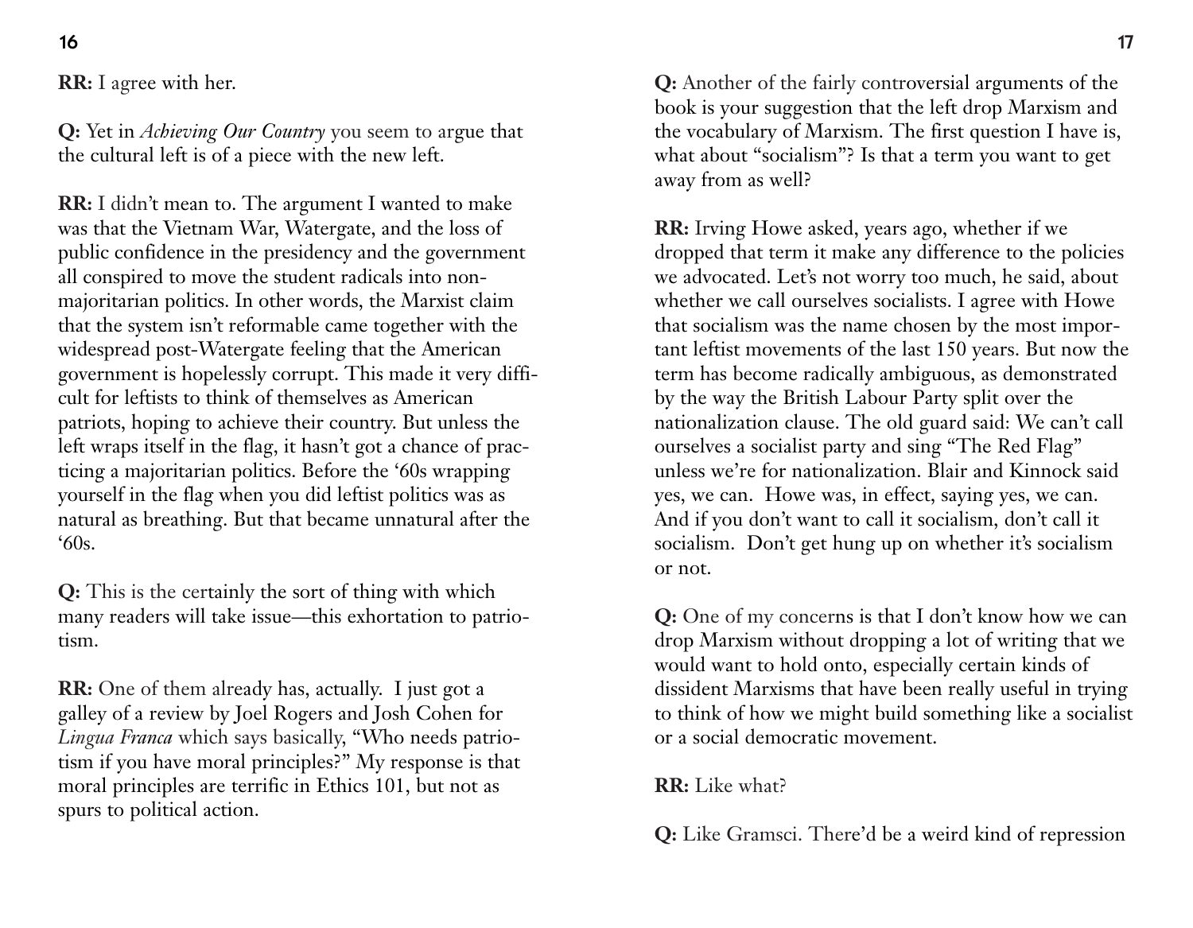**RR:** I agree with her.

**Q:** Yet in *Achieving Our Country* you seem to argue that the cultural left is of a piece with the new left.

**RR:** I didn't mean to. The argument I wanted to make was that the Vietnam War, Watergate, and the loss of public confidence in the presidency and the government all conspired to move the student radicals into non-majoritarian politics. In other words, the Marxist claim that the system isn't reformable came together with the widespread post-Watergate feeling that the American government is hopelessly corrupt. This made it very difficult for leftists to think of themselves as American patriots, hoping to achieve their country. But unless the left wraps itself in the flag, it hasn't got a chance of practicing a majoritarian politics. Before the '60s wrapping yourself in the flag when you did leftist politics was as natural as breathing. But that became unnatural after the '60s.

**Q:** This is the certainly the sort of thing with which many readers will take issue—this exhortation to patriotism.

**RR:** One of them already has, actually. I just got a galley of a review by Joel Rogers and Josh Cohen for *Lingua Franca* which says basically, "Who needs patriotism if you have moral principles?" My response is that moral principles are terrific in Ethics 101, but not as spurs to political action.

**Q:** Another of the fairly controversial arguments of the book is your suggestion that the left drop Marxism and the vocabulary of Marxism. The first question I have is, what about "socialism"? Is that a term you want to get away from as well?

**RR:** Irving Howe asked, years ago, whether if we dropped that term it make any difference to the policies we advocated. Let's not worry too much, he said, about whether we call ourselves socialists. I agree with Howe that socialism was the name chosen by the most important leftist movements of the last 150 years. But now the term has become radically ambiguous, as demonstrated by the way the British Labour Party split over the nationalization clause. The old guard said: We can't call ourselves a socialist party and sing "The Red Flag" unless we're for nationalization. Blair and Kinnock said yes, we can. Howe was, in effect, saying yes, we can. And if you don't want to call it socialism, don't call it socialism. Don't get hung up on whether it's socialism or not.

**Q:** One of my concerns is that I don't know how we can drop Marxism without dropping a lot of writing that we would want to hold onto, especially certain kinds of dissident Marxisms that have been really useful in trying to think of how we might build something like a socialist or a social democratic movement.

**RR:** Like what?

**Q:** Like Gramsci. There'd be a weird kind of repression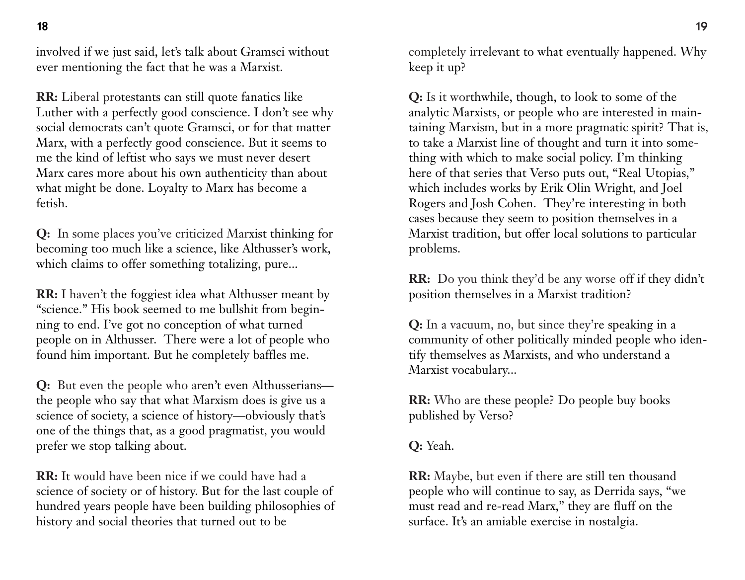involved if we just said, let's talk about Gramsci without ever mentioning the fact that he was a Marxist.

**RR:** Liberal protestants can still quote fanatics like Luther with a perfectly good conscience. I don't see why social democrats can't quote Gramsci, or for that matter Marx, with a perfectly good conscience. But it seems to me the kind of leftist who says we must never desert Marx cares more about his own authenticity than about what might be done. Loyalty to Marx has become a fetish.

**Q:** In some places you've criticized Marxist thinking for becoming too much like a science, like Althusser's work, which claims to offer something totalizing, pure...

**RR:** I haven't the foggiest idea what Althusser meant by "science." His book seemed to me bullshit from beginning to end. I've got no conception of what turned people on in Althusser. There were a lot of people who found him important. But he completely baffles me.

**Q:** But even the people who aren't even Althusserians—the people who say that what Marxism does is give us a science of society, a science of history—obviously that's one of the things that, as a good pragmatist, you would prefer we stop talking about.

**RR:** It would have been nice if we could have had a science of society or of history. But for the last couple of hundred years people have been building philosophies of history and social theories that turned out to be completely irrelevant to what eventually happened. Why keep it up?

**Q:** Is it worthwhile, though, to look to some of the analytic Marxists, or people who are interested in maintaining Marxism, but in a more pragmatic spirit? That is, to take a Marxist line of thought and turn it into something with which to make social policy. I'm thinking here of that series that Verso puts out, "Real Utopias," which includes works by Erik Olin Wright, and Joel Rogers and Josh Cohen. They're interesting in both cases because they seem to position themselves in a Marxist tradition, but offer local solutions to particular problems.

**RR:** Do you think they'd be any worse off if they didn't position themselves in a Marxist tradition?

**Q:** In a vacuum, no, but since they're speaking in a community of other politically minded people who identify themselves as Marxists, and who understand a Marxist vocabulary...

**RR:** Who are these people? Do people buy books published by Verso?

**Q:** Yeah.

**RR:** Maybe, but even if there are still ten thousand people who will continue to say, as Derrida says, "we must read and re-read Marx," they are fluff on the surface. It's an amiable exercise in nostalgia.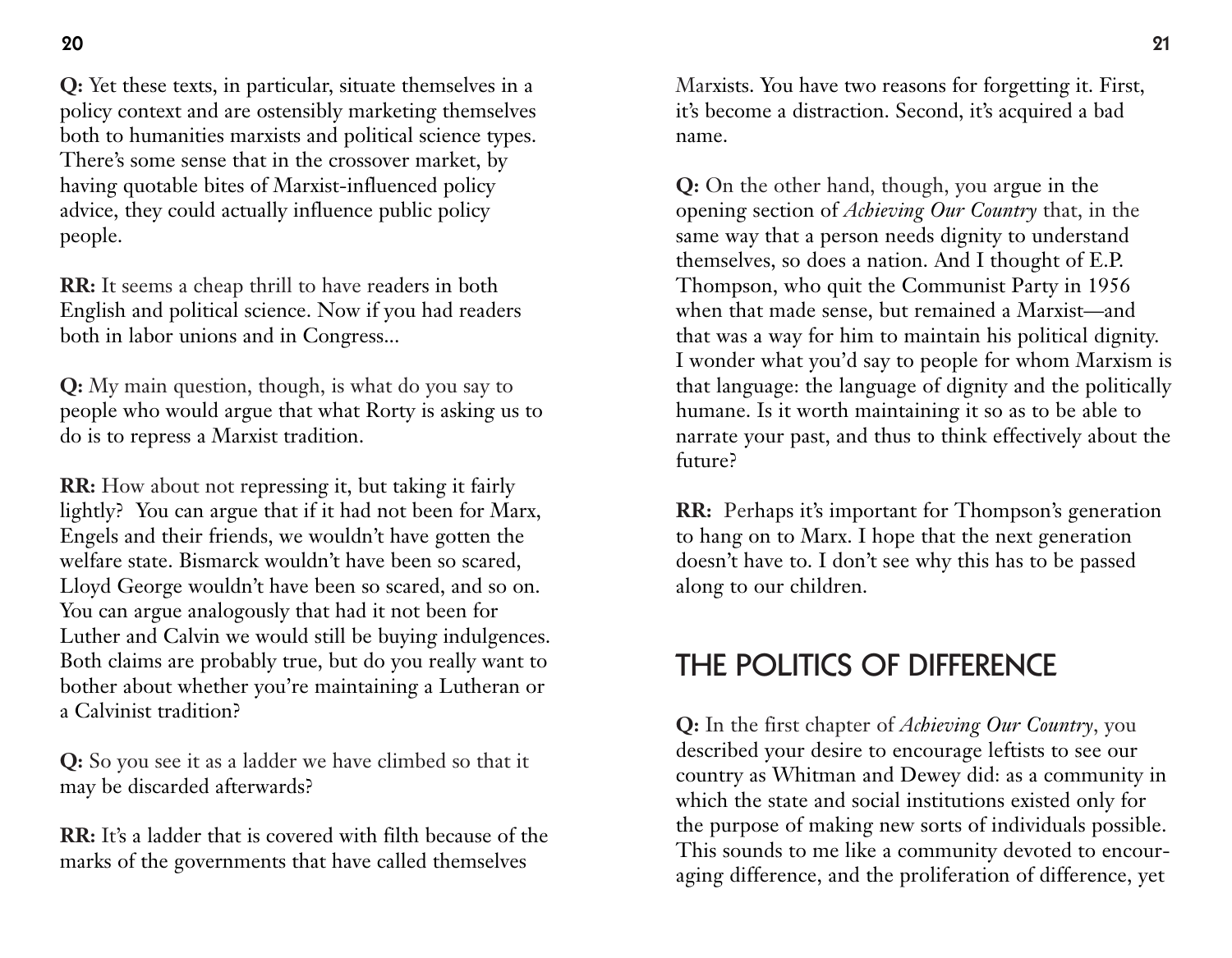**Q:** Yet these texts, in particular, situate themselves in a policy context and are ostensibly marketing themselves both to humanities marxists and political science types. There's some sense that in the crossover market, by having quotable bites of Marxist-influenced policy advice, they could actually influence public policy people.

**RR:** It seems a cheap thrill to have readers in both English and political science. Now if you had readers both in labor unions and in Congress...

**Q:** My main question, though, is what do you say to people who would argue that what Rorty is asking us to do is to repress a Marxist tradition.

**RR:** How about not repressing it, but taking it fairly lightly? You can argue that if it had not been for Marx, Engels and their friends, we wouldn't have gotten the welfare state. Bismarck wouldn't have been so scared, Lloyd George wouldn't have been so scared, and so on. You can argue analogously that had it not been for Luther and Calvin we would still be buying indulgences. Both claims are probably true, but do you really want to bother about whether you're maintaining a Lutheran or a Calvinist tradition?

**Q:** So you see it as a ladder we have climbed so that it may be discarded afterwards?

**RR:** It's a ladder that is covered with filth because of the marks of the governments that have called themselves Marxists. You have two reasons for forgetting it. First, it's become a distraction. Second, it's acquired a bad name.

**Q:** On the other hand, though, you argue in the opening section of *Achieving Our Country* that, in the same way that a person needs dignity to understand themselves, so does a nation. And I thought of E.P. Thompson, who quit the Communist Party in 1956 when that made sense, but remained a Marxist—and that was a way for him to maintain his political dignity. I wonder what you'd say to people for whom Marxism is that language: the language of dignity and the politically humane. Is it worth maintaining it so as to be able to narrate your past, and thus to think effectively about the future?

**RR:** Perhaps it's important for Thompson's generation to hang on to Marx. I hope that the next generation doesn't have to. I don't see why this has to be passed along to our children.

## THE POLITICS OF DIFFERENCE

**Q:** In the first chapter of *Achieving Our Country*, you described your desire to encourage leftists to see our country as Whitman and Dewey did: as a community in which the state and social institutions existed only for the purpose of making new sorts of individuals possible. This sounds to me like a community devoted to encouraging difference, and the proliferation of difference, yet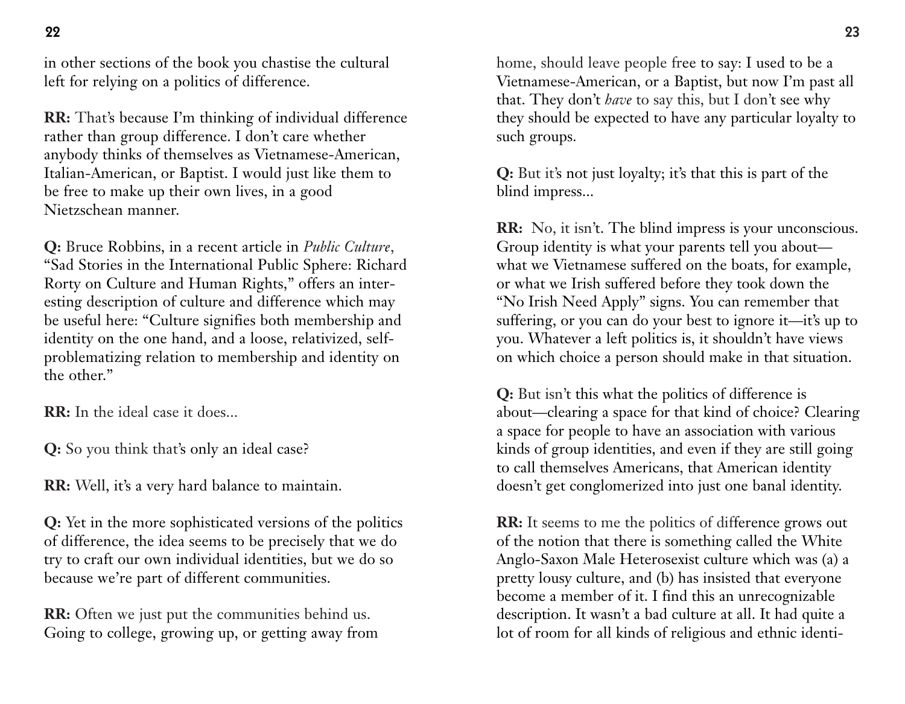in other sections of the book you chastise the cultural left for relying on a politics of difference.

**RR:** That's because I'm thinking of individual difference rather than group difference. I don't care whether anybody thinks of themselves as Vietnamese-American, Italian-American, or Baptist. I would just like them to be free to make up their own lives, in a good Nietzschean manner.

**Q:** Bruce Robbins, in a recent article in *Public Culture*, "Sad Stories in the International Public Sphere: Richard Rorty on Culture and Human Rights," offers an interesting description of culture and difference which may be useful here: "Culture signifies both membership and identity on the one hand, and a loose, relativized, self-problematizing relation to membership and identity on the other."

**RR:** In the ideal case it does...

**Q:** So you think that's only an ideal case?

**RR:** Well, it's a very hard balance to maintain.

**Q:** Yet in the more sophisticated versions of the politics of difference, the idea seems to be precisely that we do try to craft our own individual identities, but we do so because we're part of different communities.

**RR:** Often we just put the communities behind us. Going to college, growing up, or getting away from home, should leave people free to say: I used to be a Vietnamese-American, or a Baptist, but now I'm past all that. They don't *have* to say this, but I don't see why they should be expected to have any particular loyalty to such groups.

**Q:** But it's not just loyalty; it's that this is part of the blind impress...

**RR:** No, it isn't. The blind impress is your unconscious. Group identity is what your parents tell you about—what we Vietnamese suffered on the boats, for example, or what we Irish suffered before they took down the "No Irish Need Apply" signs. You can remember that suffering, or you can do your best to ignore it—it's up to you. Whatever a left politics is, it shouldn't have views on which choice a person should make in that situation.

**Q:** But isn't this what the politics of difference is about—clearing a space for that kind of choice? Clearing a space for people to have an association with various kinds of group identities, and even if they are still going to call themselves Americans, that American identity doesn't get conglomerized into just one banal identity.

**RR:** It seems to me the politics of difference grows out of the notion that there is something called the White Anglo-Saxon Male Heterosexist culture which was (a) a pretty lousy culture, and (b) has insisted that everyone become a member of it. I find this an unrecognizable description. It wasn't a bad culture at all. It had quite a lot of room for all kinds of religious and ethnic identi-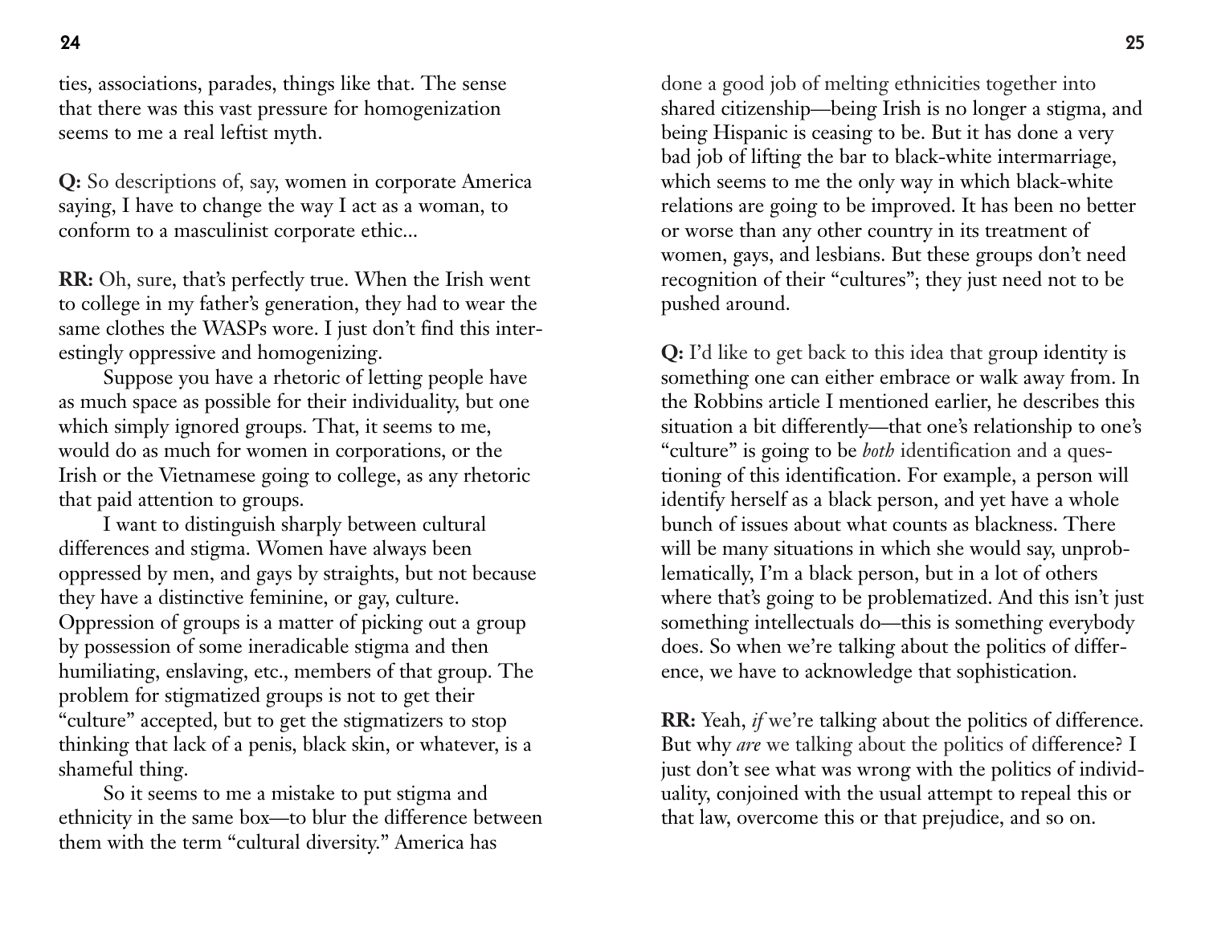ties, associations, parades, things like that. The sense that there was this vast pressure for homogenization seems to me a real leftist myth.

**Q:** So descriptions of, say, women in corporate America saying, I have to change the way I act as a woman, to conform to a masculinist corporate ethic...

**RR:** Oh, sure, that's perfectly true. When the Irish went to college in my father's generation, they had to wear the same clothes the WASPs wore. I just don't find this interestingly oppressive and homogenizing.

Suppose you have a rhetoric of letting people have as much space as possible for their individuality, but one which simply ignored groups. That, it seems to me, would do as much for women in corporations, or the Irish or the Vietnamese going to college, as any rhetoric that paid attention to groups.

I want to distinguish sharply between cultural differences and stigma. Women have always been oppressed by men, and gays by straights, but not because they have a distinctive feminine, or gay, culture. Oppression of groups is a matter of picking out a group by possession of some ineradicable stigma and then humiliating, enslaving, etc., members of that group. The problem for stigmatized groups is not to get their "culture" accepted, but to get the stigmatizers to stop thinking that lack of a penis, black skin, or whatever, is a shameful thing.

So it seems to me a mistake to put stigma and ethnicity in the same box—to blur the difference between them with the term "cultural diversity." America has done a good job of melting ethnicities together into shared citizenship—being Irish is no longer a stigma, and being Hispanic is ceasing to be. But it has done a very bad job of lifting the bar to black-white intermarriage, which seems to me the only way in which black-white relations are going to be improved. It has been no better or worse than any other country in its treatment of women, gays, and lesbians. But these groups don't need recognition of their "cultures"; they just need not to be pushed around.

**Q:** I'd like to get back to this idea that group identity is something one can either embrace or walk away from. In the Robbins article I mentioned earlier, he describes this situation a bit differently—that one's relationship to one's "culture" is going to be *both* identification and a questioning of this identification. For example, a person will identify herself as a black person, and yet have a whole bunch of issues about what counts as blackness. There will be many situations in which she would say, unproblematically, I'm a black person, but in a lot of others where that's going to be problematized. And this isn't just something intellectuals do—this is something everybody does. So when we're talking about the politics of difference, we have to acknowledge that sophistication.

**RR:** Yeah, *if* we're talking about the politics of difference. But why *are* we talking about the politics of difference? I just don't see what was wrong with the politics of individuality, conjoined with the usual attempt to repeal this or that law, overcome this or that prejudice, and so on.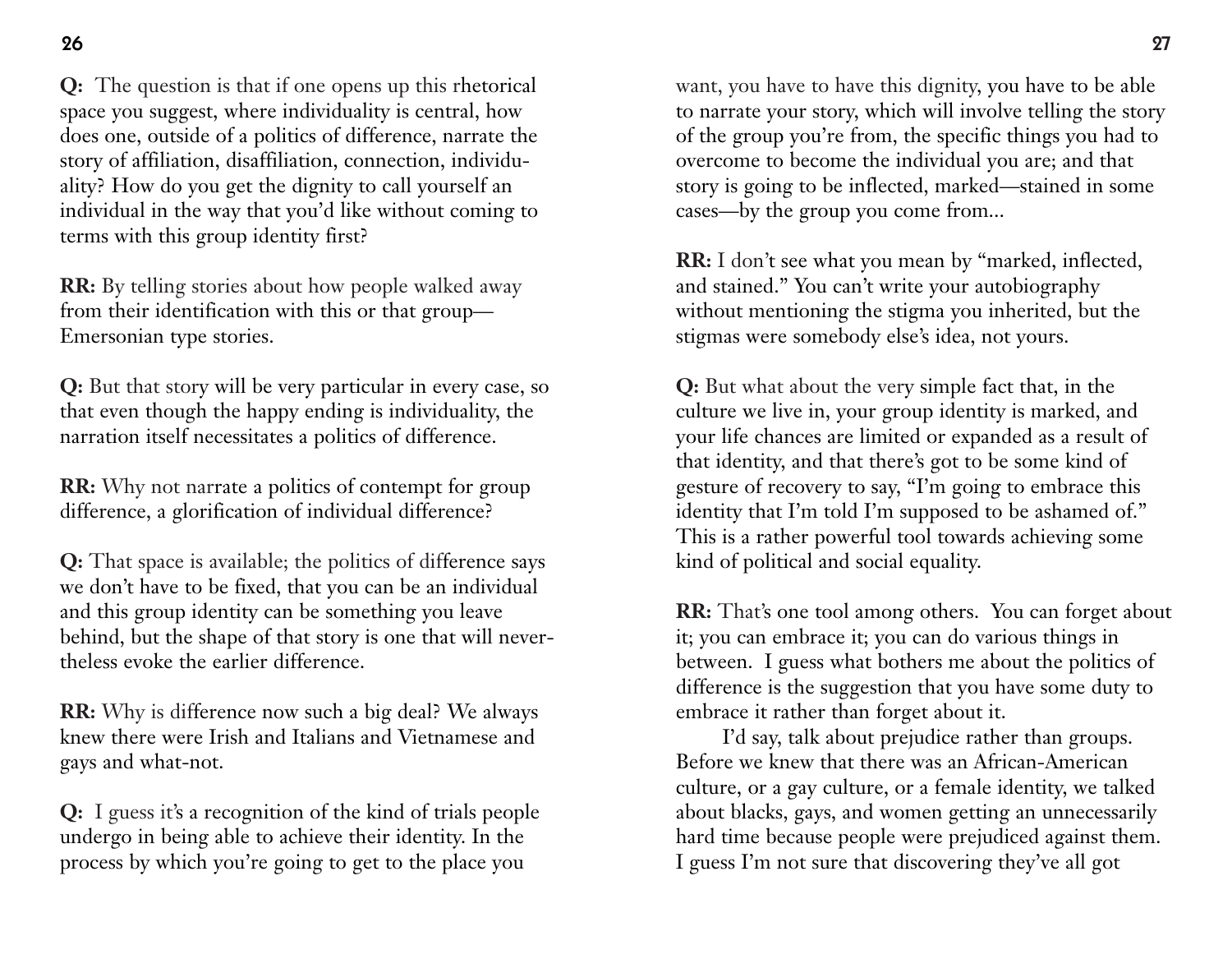**Q:** The question is that if one opens up this rhetorical space you suggest, where individuality is central, how does one, outside of a politics of difference, narrate the story of affiliation, disaffiliation, connection, individuality? How do you get the dignity to call yourself an individual in the way that you'd like without coming to terms with this group identity first?

**RR:** By telling stories about how people walked away from their identification with this or that group—Emersonian type stories.

**Q:** But that story will be very particular in every case, so that even though the happy ending is individuality, the narration itself necessitates a politics of difference.

**RR:** Why not narrate a politics of contempt for group difference, a glorification of individual difference?

**Q:** That space is available; the politics of difference says we don't have to be fixed, that you can be an individual and this group identity can be something you leave behind, but the shape of that story is one that will nevertheless evoke the earlier difference.

**RR:** Why is difference now such a big deal? We always knew there were Irish and Italians and Vietnamese and gays and what-not.

**Q:** I guess it's a recognition of the kind of trials people undergo in being able to achieve their identity. In the process by which you're going to get to the place you want, you have to have this dignity, you have to be able to narrate your story, which will involve telling the story of the group you're from, the specific things you had to overcome to become the individual you are; and that story is going to be inflected, marked—stained in some cases—by the group you come from...

**RR:** I don't see what you mean by "marked, inflected, and stained." You can't write your autobiography without mentioning the stigma you inherited, but the stigmas were somebody else's idea, not yours.

**Q:** But what about the very simple fact that, in the culture we live in, your group identity is marked, and your life chances are limited or expanded as a result of that identity, and that there's got to be some kind of gesture of recovery to say, "I'm going to embrace this identity that I'm told I'm supposed to be ashamed of." This is a rather powerful tool towards achieving some kind of political and social equality.

**RR:** That's one tool among others. You can forget about it; you can embrace it; you can do various things in between. I guess what bothers me about the politics of difference is the suggestion that you have some duty to embrace it rather than forget about it.

I'd say, talk about prejudice rather than groups. Before we knew that there was an African-American culture, or a gay culture, or a female identity, we talked about blacks, gays, and women getting an unnecessarily hard time because people were prejudiced against them. I guess I'm not sure that discovering they've all got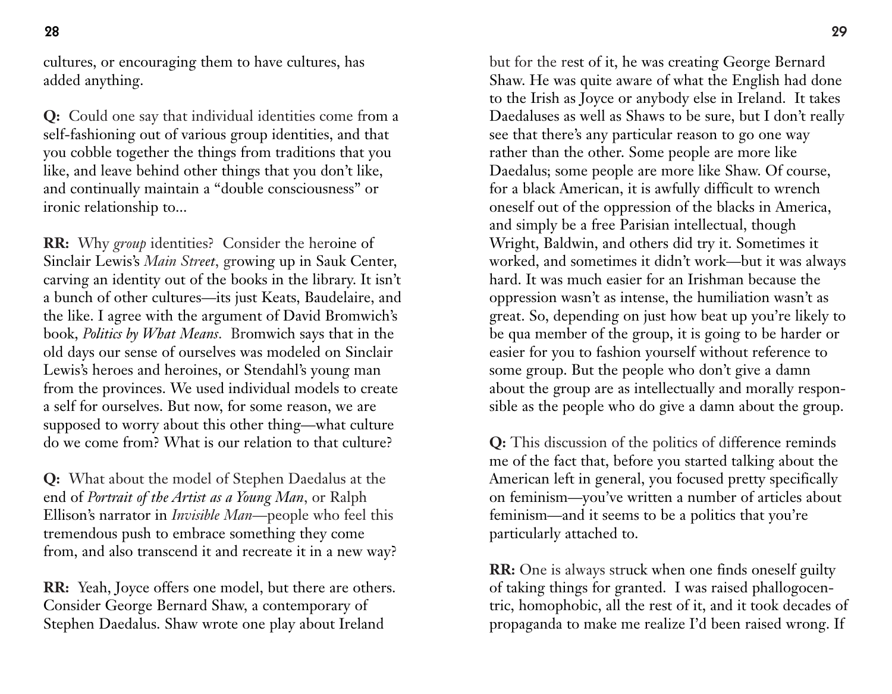cultures, or encouraging them to have cultures, has added anything.

**Q:** Could one say that individual identities come from a self-fashioning out of various group identities, and that you cobble together the things from traditions that you like, and leave behind other things that you don't like, and continually maintain a "double consciousness" or ironic relationship to...

**RR:** Why *group* identities? Consider the heroine of Sinclair Lewis's *Main Street*, growing up in Sauk Center, carving an identity out of the books in the library. It isn't a bunch of other cultures—its just Keats, Baudelaire, and the like. I agree with the argument of David Bromwich's book, *Politics by What Means*. Bromwich says that in the old days our sense of ourselves was modeled on Sinclair Lewis's heroes and heroines, or Stendahl's young man from the provinces. We used individual models to create a self for ourselves. But now, for some reason, we are supposed to worry about this other thing—what culture do we come from? What is our relation to that culture?

**Q:** What about the model of Stephen Daedalus at the end of *Portrait of the Artist as a Young Man*, or Ralph Ellison's narrator in *Invisible Man*—people who feel this tremendous push to embrace something they come from, and also transcend it and recreate it in a new way?

**RR:** Yeah, Joyce offers one model, but there are others. Consider George Bernard Shaw, a contemporary of Stephen Daedalus. Shaw wrote one play about Ireland but for the rest of it, he was creating George Bernard Shaw. He was quite aware of what the English had done to the Irish as Joyce or anybody else in Ireland. It takes Daedaluses as well as Shaws to be sure, but I don't really see that there's any particular reason to go one way rather than the other. Some people are more like Daedalus; some people are more like Shaw. Of course, for a black American, it is awfully difficult to wrench oneself out of the oppression of the blacks in America, and simply be a free Parisian intellectual, though Wright, Baldwin, and others did try it. Sometimes it worked, and sometimes it didn't work—but it was always hard. It was much easier for an Irishman because the oppression wasn't as intense, the humiliation wasn't as great. So, depending on just how beat up you're likely to be qua member of the group, it is going to be harder or easier for you to fashion yourself without reference to some group. But the people who don't give a damn about the group are as intellectually and morally responsible as the people who do give a damn about the group.

**Q:** This discussion of the politics of difference reminds me of the fact that, before you started talking about the American left in general, you focused pretty specifically on feminism—you've written a number of articles about feminism—and it seems to be a politics that you're particularly attached to.

**RR:** One is always struck when one finds oneself guilty of taking things for granted. I was raised phallogocentric, homophobic, all the rest of it, and it took decades of propaganda to make me realize I'd been raised wrong. If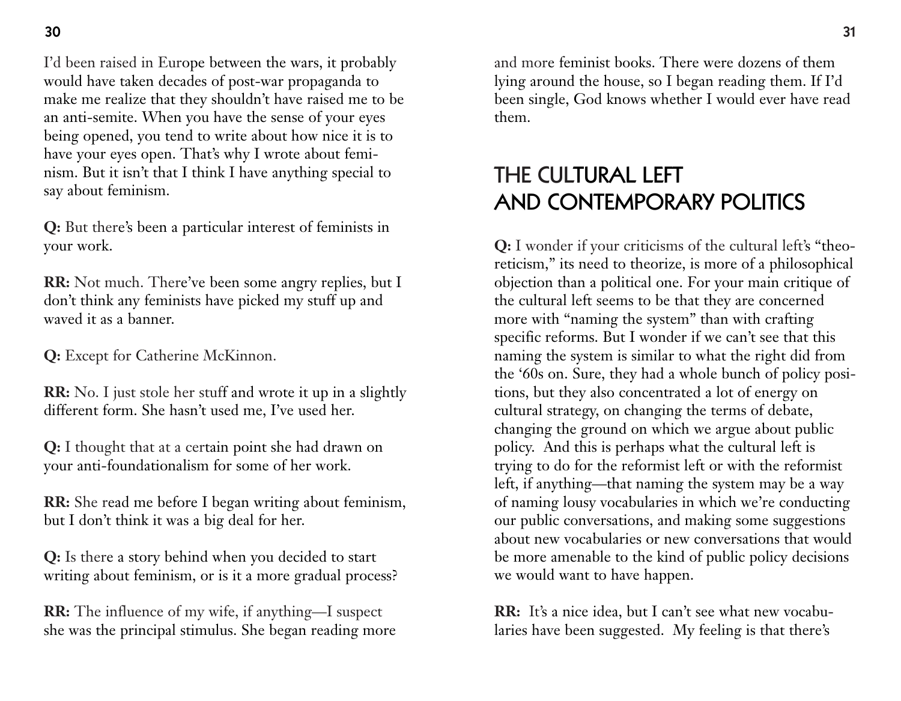I'd been raised in Europe between the wars, it probably would have taken decades of post-war propaganda to make me realize that they shouldn't have raised me to be an anti-semite. When you have the sense of your eyes being opened, you tend to write about how nice it is to have your eyes open. That's why I wrote about feminism. But it isn't that I think I have anything special to say about feminism.

**Q:** But there's been a particular interest of feminists in your work.

**RR:** Not much. There've been some angry replies, but I don't think any feminists have picked my stuff up and waved it as a banner.

**Q:** Except for Catherine McKinnon.

**RR:** No. I just stole her stuff and wrote it up in a slightly different form. She hasn't used me, I've used her.

**Q:** I thought that at a certain point she had drawn on your anti-foundationalism for some of her work.

**RR:** She read me before I began writing about feminism, but I don't think it was a big deal for her.

**Q:** Is there a story behind when you decided to start writing about feminism, or is it a more gradual process?

**RR:** The influence of my wife, if anything—I suspect she was the principal stimulus. She began reading more and more feminist books. There were dozens of them lying around the house, so I began reading them. If I'd been single, God knows whether I would ever have read them.

## THE CULTURAL LEFT AND CONTEMPORARY POLITICS

**Q:** I wonder if your criticisms of the cultural left's "theoreticism," its need to theorize, is more of a philosophical objection than a political one. For your main critique of the cultural left seems to be that they are concerned more with "naming the system" than with crafting specific reforms. But I wonder if we can't see that this naming the system is similar to what the right did from the '60s on. Sure, they had a whole bunch of policy positions, but they also concentrated a lot of energy on cultural strategy, on changing the terms of debate, changing the ground on which we argue about public policy. And this is perhaps what the cultural left is trying to do for the reformist left or with the reformist left, if anything—that naming the system may be a way of naming lousy vocabularies in which we're conducting our public conversations, and making some suggestions about new vocabularies or new conversations that would be more amenable to the kind of public policy decisions we would want to have happen.

**RR:** It's a nice idea, but I can't see what new vocabularies have been suggested. My feeling is that there's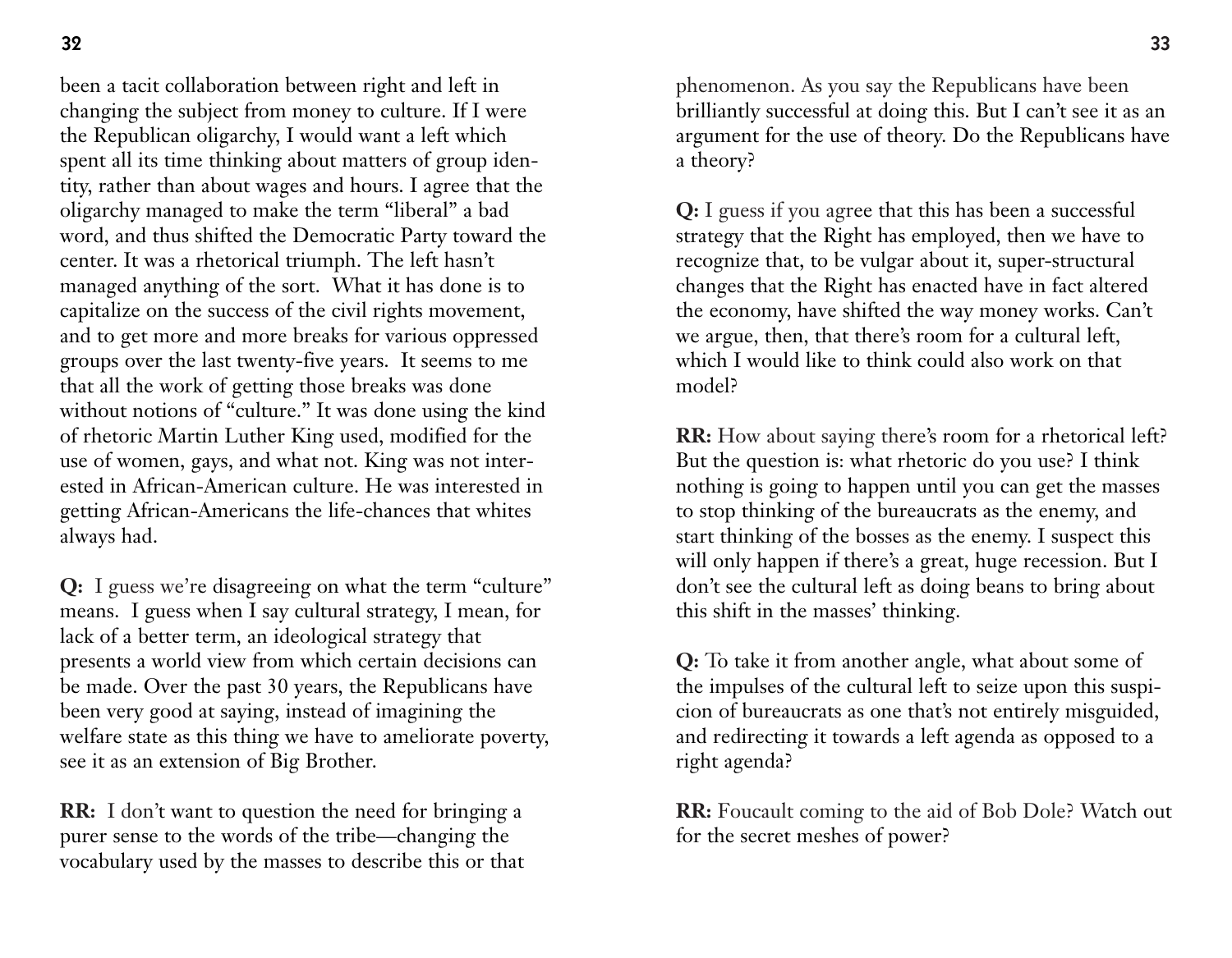been a tacit collaboration between right and left in changing the subject from money to culture. If I were the Republican oligarchy, I would want a left which spent all its time thinking about matters of group identity, rather than about wages and hours. I agree that the oligarchy managed to make the term "liberal" a bad word, and thus shifted the Democratic Party toward the center. It was a rhetorical triumph. The left hasn't managed anything of the sort. What it has done is to capitalize on the success of the civil rights movement, and to get more and more breaks for various oppressed groups over the last twenty-five years. It seems to me that all the work of getting those breaks was done without notions of "culture." It was done using the kind of rhetoric Martin Luther King used, modified for the use of women, gays, and what not. King was not interested in African-American culture. He was interested in getting African-Americans the life-chances that whites always had.

**Q:** I guess we're disagreeing on what the term "culture" means. I guess when I say cultural strategy, I mean, for lack of a better term, an ideological strategy that presents a world view from which certain decisions can be made. Over the past 30 years, the Republicans have been very good at saying, instead of imagining the welfare state as this thing we have to ameliorate poverty, see it as an extension of Big Brother.

**RR:** I don't want to question the need for bringing a purer sense to the words of the tribe—changing the vocabulary used by the masses to describe this or that phenomenon. As you say the Republicans have been brilliantly successful at doing this. But I can't see it as an argument for the use of theory. Do the Republicans have a theory?

**Q:** I guess if you agree that this has been a successful strategy that the Right has employed, then we have to recognize that, to be vulgar about it, super-structural changes that the Right has enacted have in fact altered the economy, have shifted the way money works. Can't we argue, then, that there's room for a cultural left, which I would like to think could also work on that model?

**RR:** How about saying there's room for a rhetorical left? But the question is: what rhetoric do you use? I think nothing is going to happen until you can get the masses to stop thinking of the bureaucrats as the enemy, and start thinking of the bosses as the enemy. I suspect this will only happen if there's a great, huge recession. But I don't see the cultural left as doing beans to bring about this shift in the masses' thinking.

**Q:** To take it from another angle, what about some of the impulses of the cultural left to seize upon this suspicion of bureaucrats as one that's not entirely misguided, and redirecting it towards a left agenda as opposed to a right agenda?

**RR:** Foucault coming to the aid of Bob Dole? Watch out for the secret meshes of power?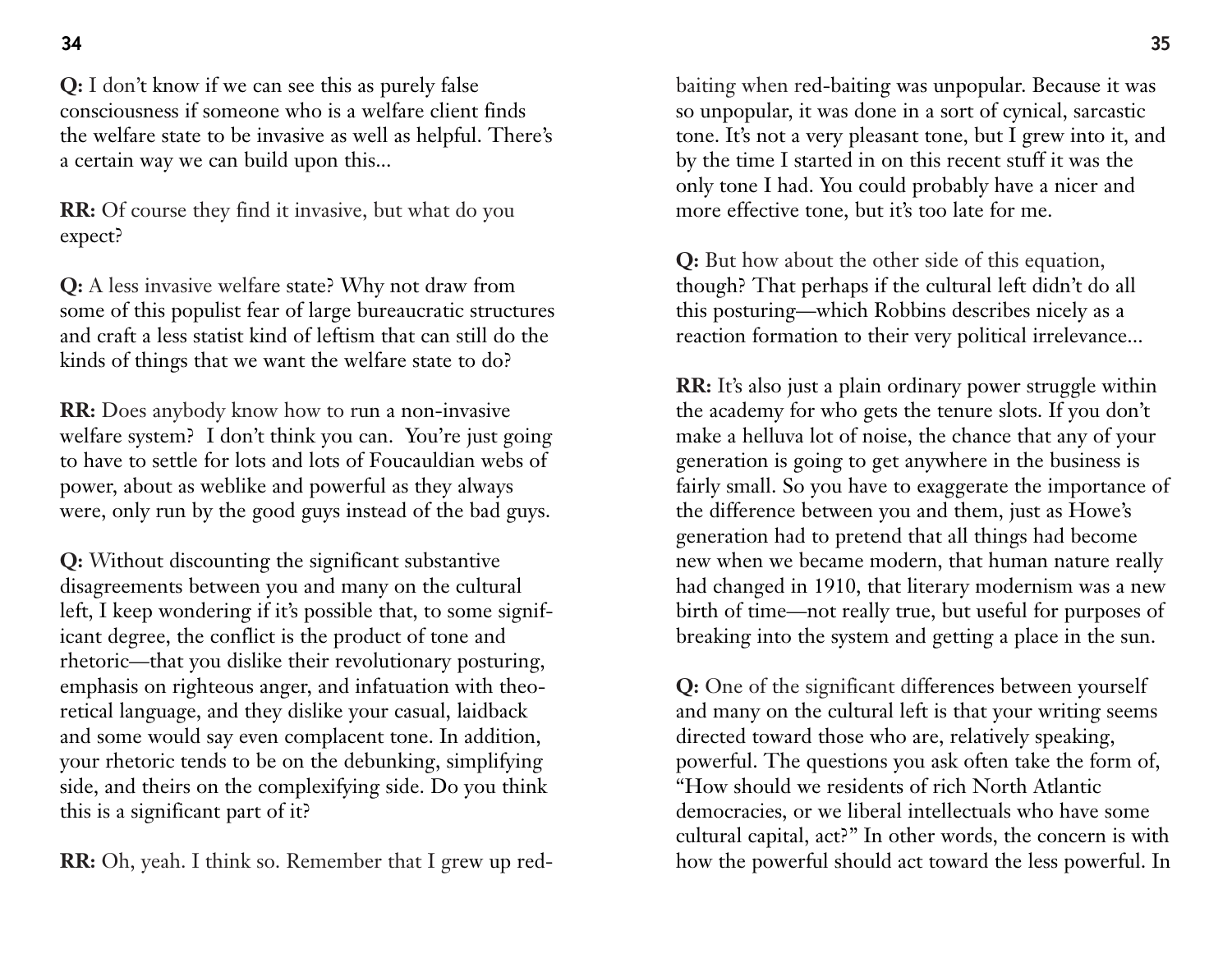**Q:** I don't know if we can see this as purely false consciousness if someone who is a welfare client finds the welfare state to be invasive as well as helpful. There's a certain way we can build upon this...

**RR:** Of course they find it invasive, but what do you expect?

**Q:** A less invasive welfare state? Why not draw from some of this populist fear of large bureaucratic structures and craft a less statist kind of leftism that can still do the kinds of things that we want the welfare state to do?

**RR:** Does anybody know how to run a non-invasive welfare system? I don't think you can. You're just going to have to settle for lots and lots of Foucauldian webs of power, about as weblike and powerful as they always were, only run by the good guys instead of the bad guys.

**Q:** Without discounting the significant substantive disagreements between you and many on the cultural left, I keep wondering if it's possible that, to some significant degree, the conflict is the product of tone and rhetoric—that you dislike their revolutionary posturing, emphasis on righteous anger, and infatuation with theoretical language, and they dislike your casual, laidback and some would say even complacent tone. In addition, your rhetoric tends to be on the debunking, simplifying side, and theirs on the complexifying side. Do you think this is a significant part of it?

**RR:** Oh, yeah. I think so. Remember that I grew up red-baiting when red-baiting was unpopular. Because it was so unpopular, it was done in a sort of cynical, sarcastic tone. It's not a very pleasant tone, but I grew into it, and by the time I started in on this recent stuff it was the only tone I had. You could probably have a nicer and more effective tone, but it's too late for me.

**Q:** But how about the other side of this equation, though? That perhaps if the cultural left didn't do all this posturing—which Robbins describes nicely as a reaction formation to their very political irrelevance...

**RR:** It's also just a plain ordinary power struggle within the academy for who gets the tenure slots. If you don't make a helluva lot of noise, the chance that any of your generation is going to get anywhere in the business is fairly small. So you have to exaggerate the importance of the difference between you and them, just as Howe's generation had to pretend that all things had become new when we became modern, that human nature really had changed in 1910, that literary modernism was a new birth of time—not really true, but useful for purposes of breaking into the system and getting a place in the sun.

**Q:** One of the significant differences between yourself and many on the cultural left is that your writing seems directed toward those who are, relatively speaking, powerful. The questions you ask often take the form of, "How should we residents of rich North Atlantic democracies, or we liberal intellectuals who have some cultural capital, act?" In other words, the concern is with how the powerful should act toward the less powerful. In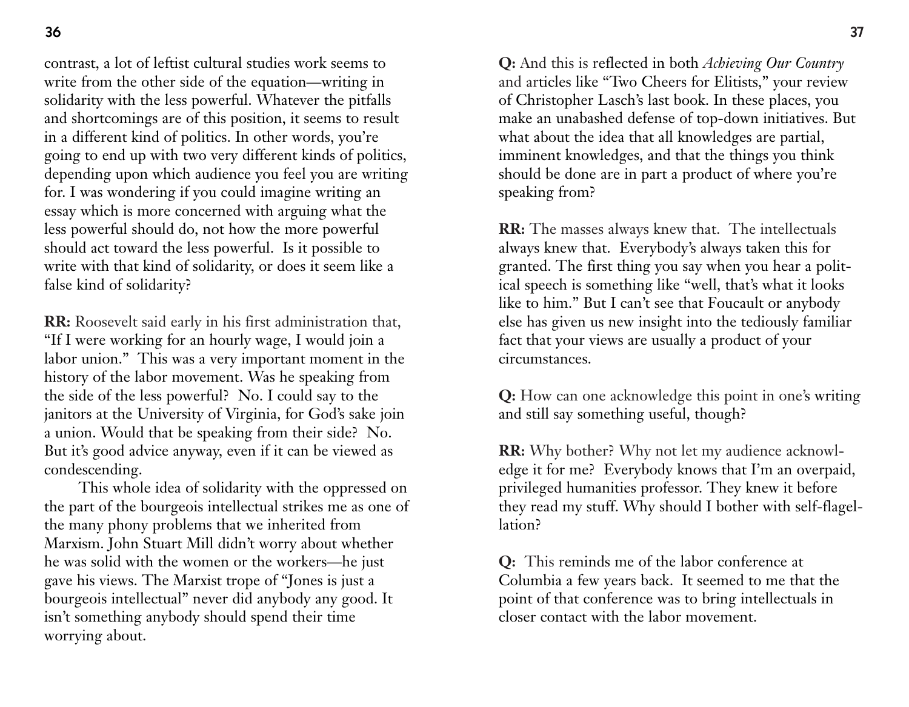contrast, a lot of leftist cultural studies work seems to write from the other side of the equation—writing in solidarity with the less powerful. Whatever the pitfalls and shortcomings are of this position, it seems to result in a different kind of politics. In other words, you're going to end up with two very different kinds of politics, depending upon which audience you feel you are writing for. I was wondering if you could imagine writing an essay which is more concerned with arguing what the less powerful should do, not how the more powerful should act toward the less powerful. Is it possible to write with that kind of solidarity, or does it seem like a false kind of solidarity?

**RR:** Roosevelt said early in his first administration that, "If I were working for an hourly wage, I would join a labor union." This was a very important moment in the history of the labor movement. Was he speaking from the side of the less powerful? No. I could say to the janitors at the University of Virginia, for God's sake join a union. Would that be speaking from their side? No. But it's good advice anyway, even if it can be viewed as condescending.

This whole idea of solidarity with the oppressed on the part of the bourgeois intellectual strikes me as one of the many phony problems that we inherited from Marxism. John Stuart Mill didn't worry about whether he was solid with the women or the workers—he just gave his views. The Marxist trope of "Jones is just a bourgeois intellectual" never did anybody any good. It isn't something anybody should spend their time worrying about.

**Q:** And this is reflected in both *Achieving Our Country* and articles like "Two Cheers for Elitists," your review of Christopher Lasch's last book. In these places, you make an unabashed defense of top-down initiatives. But what about the idea that all knowledges are partial, imminent knowledges, and that the things you think should be done are in part a product of where you're speaking from?

**RR:** The masses always knew that. The intellectuals always knew that. Everybody's always taken this for granted. The first thing you say when you hear a political speech is something like "well, that's what it looks like to him." But I can't see that Foucault or anybody else has given us new insight into the tediously familiar fact that your views are usually a product of your circumstances.

**Q:** How can one acknowledge this point in one's writing and still say something useful, though?

**RR:** Why bother? Why not let my audience acknowledge it for me? Everybody knows that I'm an overpaid, privileged humanities professor. They knew it before they read my stuff. Why should I bother with self-flagellation?

**Q:** This reminds me of the labor conference at Columbia a few years back. It seemed to me that the point of that conference was to bring intellectuals in closer contact with the labor movement.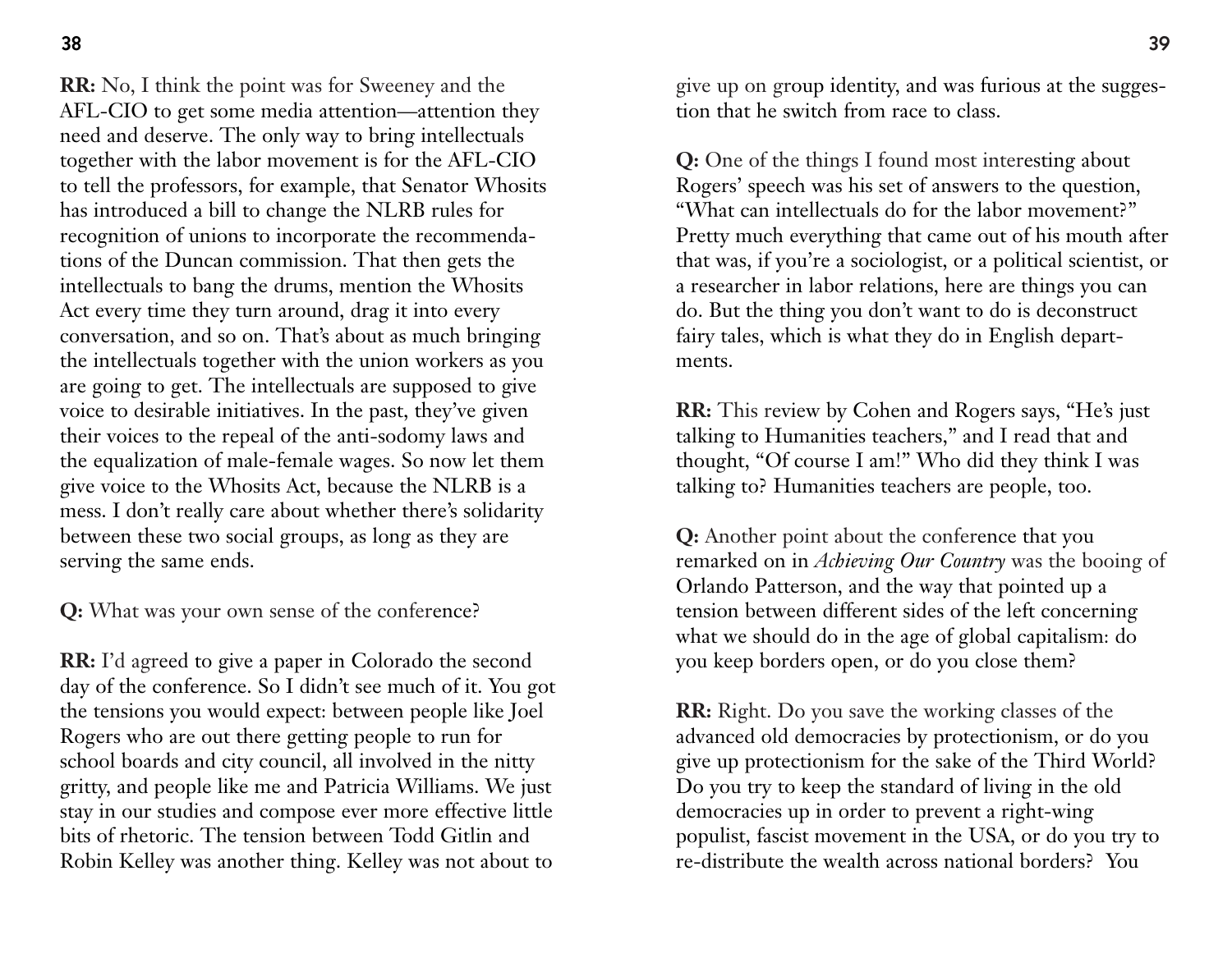**RR:** No, I think the point was for Sweeney and the AFL-CIO to get some media attention—attention they need and deserve. The only way to bring intellectuals together with the labor movement is for the AFL-CIO to tell the professors, for example, that Senator Whosits has introduced a bill to change the NLRB rules for recognition of unions to incorporate the recommendations of the Duncan commission. That then gets the intellectuals to bang the drums, mention the Whosits Act every time they turn around, drag it into every conversation, and so on. That's about as much bringing the intellectuals together with the union workers as you are going to get. The intellectuals are supposed to give voice to desirable initiatives. In the past, they've given their voices to the repeal of the anti-sodomy laws and the equalization of male-female wages. So now let them give voice to the Whosits Act, because the NLRB is a mess. I don't really care about whether there's solidarity between these two social groups, as long as they are serving the same ends.

**Q:** What was your own sense of the conference?

**RR:** I'd agreed to give a paper in Colorado the second day of the conference. So I didn't see much of it. You got the tensions you would expect: between people like Joel Rogers who are out there getting people to run for school boards and city council, all involved in the nitty gritty, and people like me and Patricia Williams. We just stay in our studies and compose ever more effective little bits of rhetoric. The tension between Todd Gitlin and Robin Kelley was another thing. Kelley was not about to give up on group identity, and was furious at the suggestion that he switch from race to class.

**Q:** One of the things I found most interesting about Rogers' speech was his set of answers to the question, "What can intellectuals do for the labor movement?" Pretty much everything that came out of his mouth after that was, if you're a sociologist, or a political scientist, or a researcher in labor relations, here are things you can do. But the thing you don't want to do is deconstruct fairy tales, which is what they do in English departments.

**RR:** This review by Cohen and Rogers says, "He's just talking to Humanities teachers," and I read that and thought, "Of course I am!" Who did they think I was talking to? Humanities teachers are people, too.

**Q:** Another point about the conference that you remarked on in *Achieving Our Country* was the booing of Orlando Patterson, and the way that pointed up a tension between different sides of the left concerning what we should do in the age of global capitalism: do you keep borders open, or do you close them?

**RR:** Right. Do you save the working classes of the advanced old democracies by protectionism, or do you give up protectionism for the sake of the Third World? Do you try to keep the standard of living in the old democracies up in order to prevent a right-wing populist, fascist movement in the USA, or do you try to re-distribute the wealth across national borders? You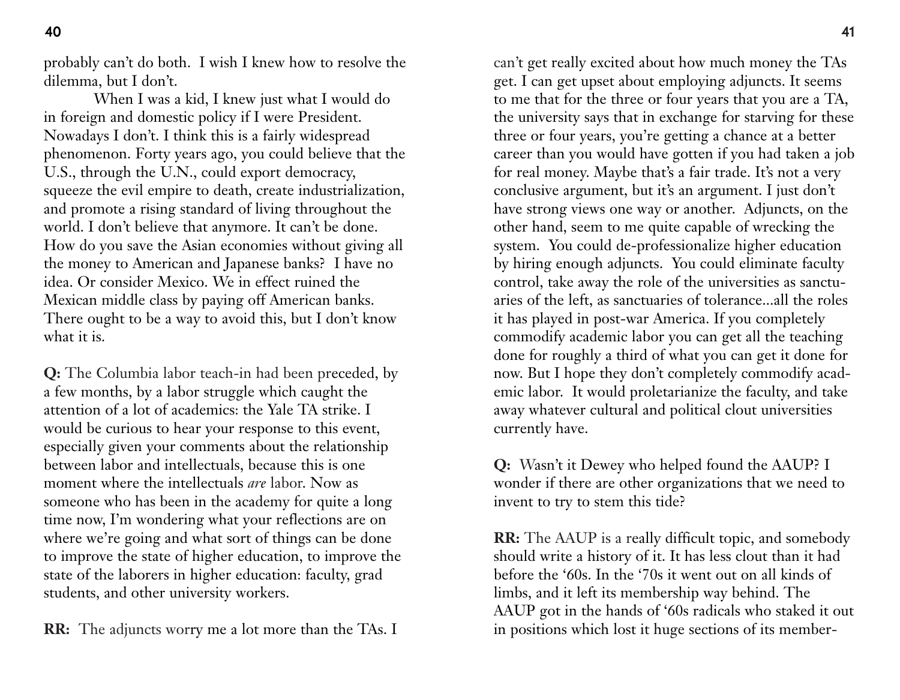probably can't do both. I wish I knew how to resolve the dilemma, but I don't.

When I was a kid, I knew just what I would do in foreign and domestic policy if I were President. Nowadays I don't. I think this is a fairly widespread phenomenon. Forty years ago, you could believe that the U.S., through the U.N., could export democracy, squeeze the evil empire to death, create industrialization, and promote a rising standard of living throughout the world. I don't believe that anymore. It can't be done. How do you save the Asian economies without giving all the money to American and Japanese banks? I have no idea. Or consider Mexico. We in effect ruined the Mexican middle class by paying off American banks. There ought to be a way to avoid this, but I don't know what it is.

**Q:** The Columbia labor teach-in had been preceded, by a few months, by a labor struggle which caught the attention of a lot of academics: the Yale TA strike. I would be curious to hear your response to this event, especially given your comments about the relationship between labor and intellectuals, because this is one moment where the intellectuals *are* labor. Now as someone who has been in the academy for quite a long time now, I'm wondering what your reflections are on where we're going and what sort of things can be done to improve the state of higher education, to improve the state of the laborers in higher education: faculty, grad students, and other university workers.

**RR:** The adjuncts worry me a lot more than the TAs. I can't get really excited about how much money the TAs get. I can get upset about employing adjuncts. It seems to me that for the three or four years that you are a TA, the university says that in exchange for starving for these three or four years, you're getting a chance at a better career than you would have gotten if you had taken a job for real money. Maybe that's a fair trade. It's not a very conclusive argument, but it's an argument. I just don't have strong views one way or another. Adjuncts, on the other hand, seem to me quite capable of wrecking the system. You could de-professionalize higher education by hiring enough adjuncts. You could eliminate faculty control, take away the role of the universities as sanctuaries of the left, as sanctuaries of tolerance...all the roles it has played in post-war America. If you completely commodify academic labor you can get all the teaching done for roughly a third of what you can get it done for now. But I hope they don't completely commodify academic labor. It would proletarianize the faculty, and take away whatever cultural and political clout universities currently have.

**Q:** Wasn't it Dewey who helped found the AAUP? I wonder if there are other organizations that we need to invent to try to stem this tide?

**RR:** The AAUP is a really difficult topic, and somebody should write a history of it. It has less clout than it had before the '60s. In the '70s it went out on all kinds of limbs, and it left its membership way behind. The AAUP got in the hands of '60s radicals who staked it out in positions which lost it huge sections of its member-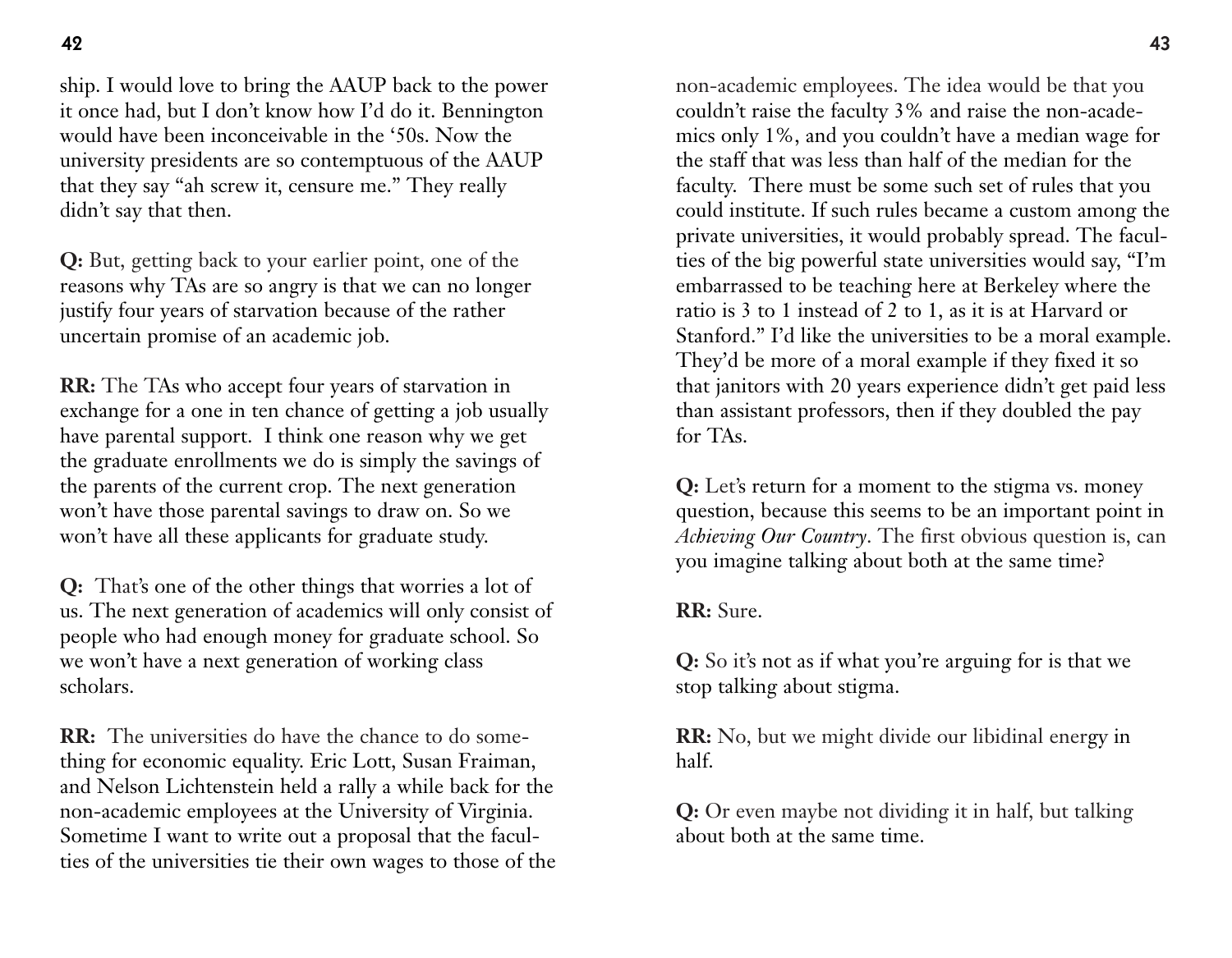ship. I would love to bring the AAUP back to the power it once had, but I don't know how I'd do it. Bennington would have been inconceivable in the '50s. Now the university presidents are so contemptuous of the AAUP that they say "ah screw it, censure me." They really didn't say that then.

**Q:** But, getting back to your earlier point, one of the reasons why TAs are so angry is that we can no longer justify four years of starvation because of the rather uncertain promise of an academic job.

**RR:** The TAs who accept four years of starvation in exchange for a one in ten chance of getting a job usually have parental support. I think one reason why we get the graduate enrollments we do is simply the savings of the parents of the current crop. The next generation won't have those parental savings to draw on. So we won't have all these applicants for graduate study.

**Q:** That's one of the other things that worries a lot of us. The next generation of academics will only consist of people who had enough money for graduate school. So we won't have a next generation of working class scholars.

**RR:** The universities do have the chance to do something for economic equality. Eric Lott, Susan Fraiman, and Nelson Lichtenstein held a rally a while back for the non-academic employees at the University of Virginia. Sometime I want to write out a proposal that the faculties of the universities tie their own wages to those of the non-academic employees. The idea would be that you couldn't raise the faculty 3% and raise the non-academics only 1%, and you couldn't have a median wage for the staff that was less than half of the median for the faculty. There must be some such set of rules that you could institute. If such rules became a custom among the private universities, it would probably spread. The faculties of the big powerful state universities would say, "I'm embarrassed to be teaching here at Berkeley where the ratio is 3 to 1 instead of 2 to 1, as it is at Harvard or Stanford." I'd like the universities to be a moral example. They'd be more of a moral example if they fixed it so that janitors with 20 years experience didn't get paid less than assistant professors, then if they doubled the pay for TAs.

**Q:** Let's return for a moment to the stigma vs. money question, because this seems to be an important point in *Achieving Our Country*. The first obvious question is, can you imagine talking about both at the same time?

**RR:** Sure.

**Q:** So it's not as if what you're arguing for is that we stop talking about stigma.

**RR:** No, but we might divide our libidinal energy in half.

**Q:** Or even maybe not dividing it in half, but talking about both at the same time.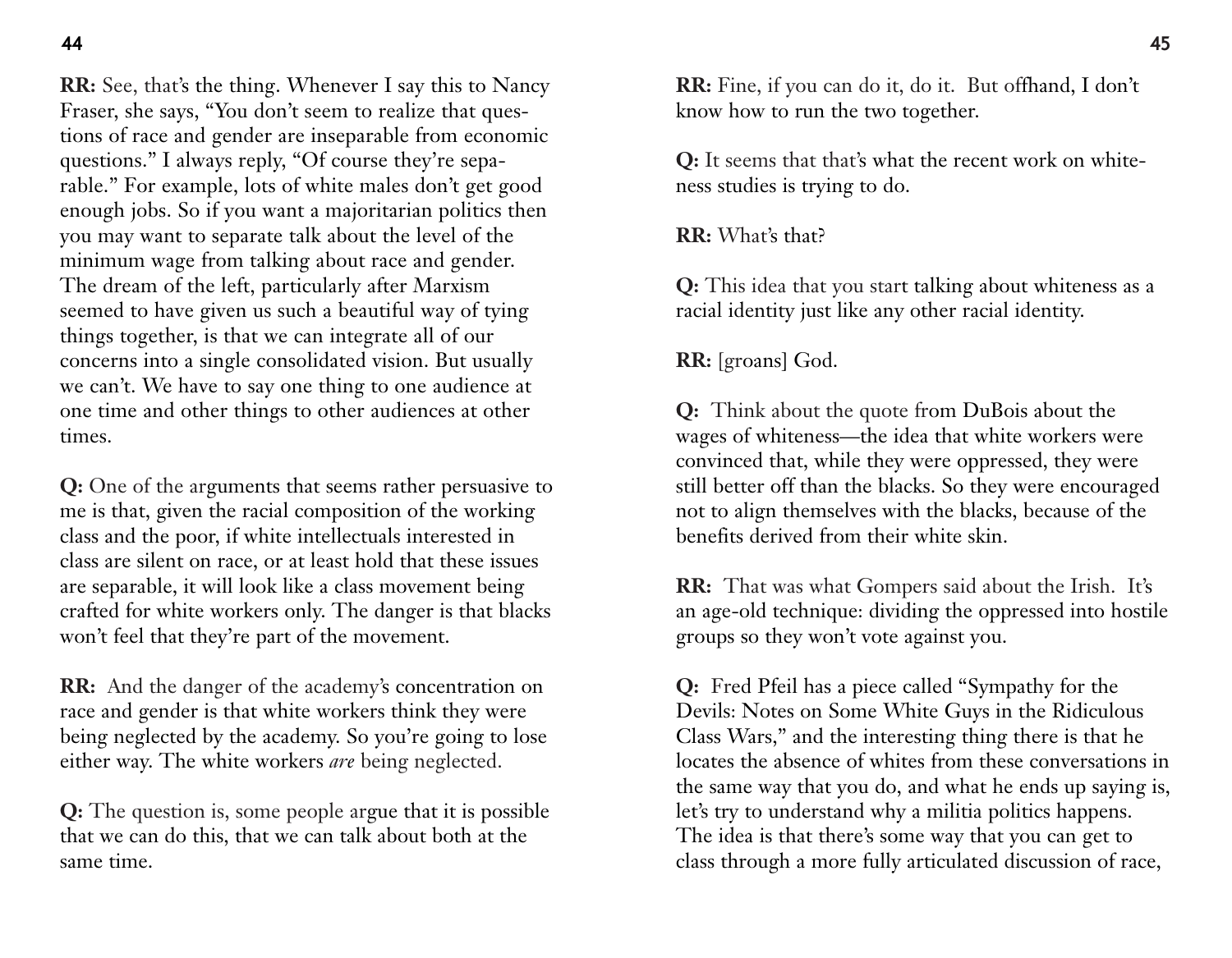**RR:** See, that's the thing. Whenever I say this to Nancy Fraser, she says, "You don't seem to realize that questions of race and gender are inseparable from economic questions." I always reply, "Of course they're separable." For example, lots of white males don't get good enough jobs. So if you want a majoritarian politics then you may want to separate talk about the level of the minimum wage from talking about race and gender. The dream of the left, particularly after Marxism seemed to have given us such a beautiful way of tying things together, is that we can integrate all of our concerns into a single consolidated vision. But usually we can't. We have to say one thing to one audience at one time and other things to other audiences at other times.

**Q:** One of the arguments that seems rather persuasive to me is that, given the racial composition of the working class and the poor, if white intellectuals interested in class are silent on race, or at least hold that these issues are separable, it will look like a class movement being crafted for white workers only. The danger is that blacks won't feel that they're part of the movement.

**RR:** And the danger of the academy's concentration on race and gender is that white workers think they were being neglected by the academy. So you're going to lose either way. The white workers *are* being neglected.

**Q:** The question is, some people argue that it is possible that we can do this, that we can talk about both at the same time.

**RR:** Fine, if you can do it, do it. But offhand, I don't know how to run the two together.

**Q:** It seems that that's what the recent work on whiteness studies is trying to do.

**RR:** What's that?

**Q:** This idea that you start talking about whiteness as a racial identity just like any other racial identity.

**RR:** [groans] God.

**Q:** Think about the quote from DuBois about the wages of whiteness—the idea that white workers were convinced that, while they were oppressed, they were still better off than the blacks. So they were encouraged not to align themselves with the blacks, because of the benefits derived from their white skin.

**RR:** That was what Gompers said about the Irish. It's an age-old technique: dividing the oppressed into hostile groups so they won't vote against you.

**Q:** Fred Pfeil has a piece called "Sympathy for the Devils: Notes on Some White Guys in the Ridiculous Class Wars," and the interesting thing there is that he locates the absence of whites from these conversations in the same way that you do, and what he ends up saying is, let's try to understand why a militia politics happens. The idea is that there's some way that you can get to class through a more fully articulated discussion of race,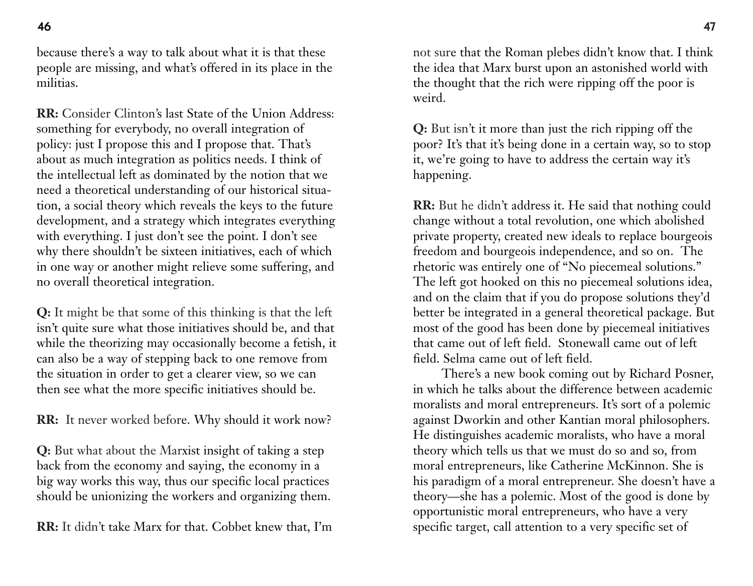because there's a way to talk about what it is that these people are missing, and what's offered in its place in the militias.

**RR:** Consider Clinton's last State of the Union Address: something for everybody, no overall integration of policy: just I propose this and I propose that. That's about as much integration as politics needs. I think of the intellectual left as dominated by the notion that we need a theoretical understanding of our historical situation, a social theory which reveals the keys to the future development, and a strategy which integrates everything with everything. I just don't see the point. I don't see why there shouldn't be sixteen initiatives, each of which in one way or another might relieve some suffering, and no overall theoretical integration.

**Q:** It might be that some of this thinking is that the left isn't quite sure what those initiatives should be, and that while the theorizing may occasionally become a fetish, it can also be a way of stepping back to one remove from the situation in order to get a clearer view, so we can then see what the more specific initiatives should be.

**RR:** It never worked before. Why should it work now?

**Q:** But what about the Marxist insight of taking a step back from the economy and saying, the economy in a big way works this way, thus our specific local practices should be unionizing the workers and organizing them.

**RR:** It didn't take Marx for that. Cobbet knew that, I'm not sure that the Roman plebes didn't know that. I think the idea that Marx burst upon an astonished world with the thought that the rich were ripping off the poor is weird.

**Q:** But isn't it more than just the rich ripping off the poor? It's that it's being done in a certain way, so to stop it, we're going to have to address the certain way it's happening.

**RR:** But he didn't address it. He said that nothing could change without a total revolution, one which abolished private property, created new ideals to replace bourgeois freedom and bourgeois independence, and so on. The rhetoric was entirely one of "No piecemeal solutions." The left got hooked on this no piecemeal solutions idea, and on the claim that if you do propose solutions they'd better be integrated in a general theoretical package. But most of the good has been done by piecemeal initiatives that came out of left field. Stonewall came out of left field. Selma came out of left field.

There's a new book coming out by Richard Posner, in which he talks about the difference between academic moralists and moral entrepreneurs. It's sort of a polemic against Dworkin and other Kantian moral philosophers. He distinguishes academic moralists, who have a moral theory which tells us that we must do so and so, from moral entrepreneurs, like Catherine McKinnon. She is his paradigm of a moral entrepreneur. She doesn't have a theory—she has a polemic. Most of the good is done by opportunistic moral entrepreneurs, who have a very specific target, call attention to a very specific set of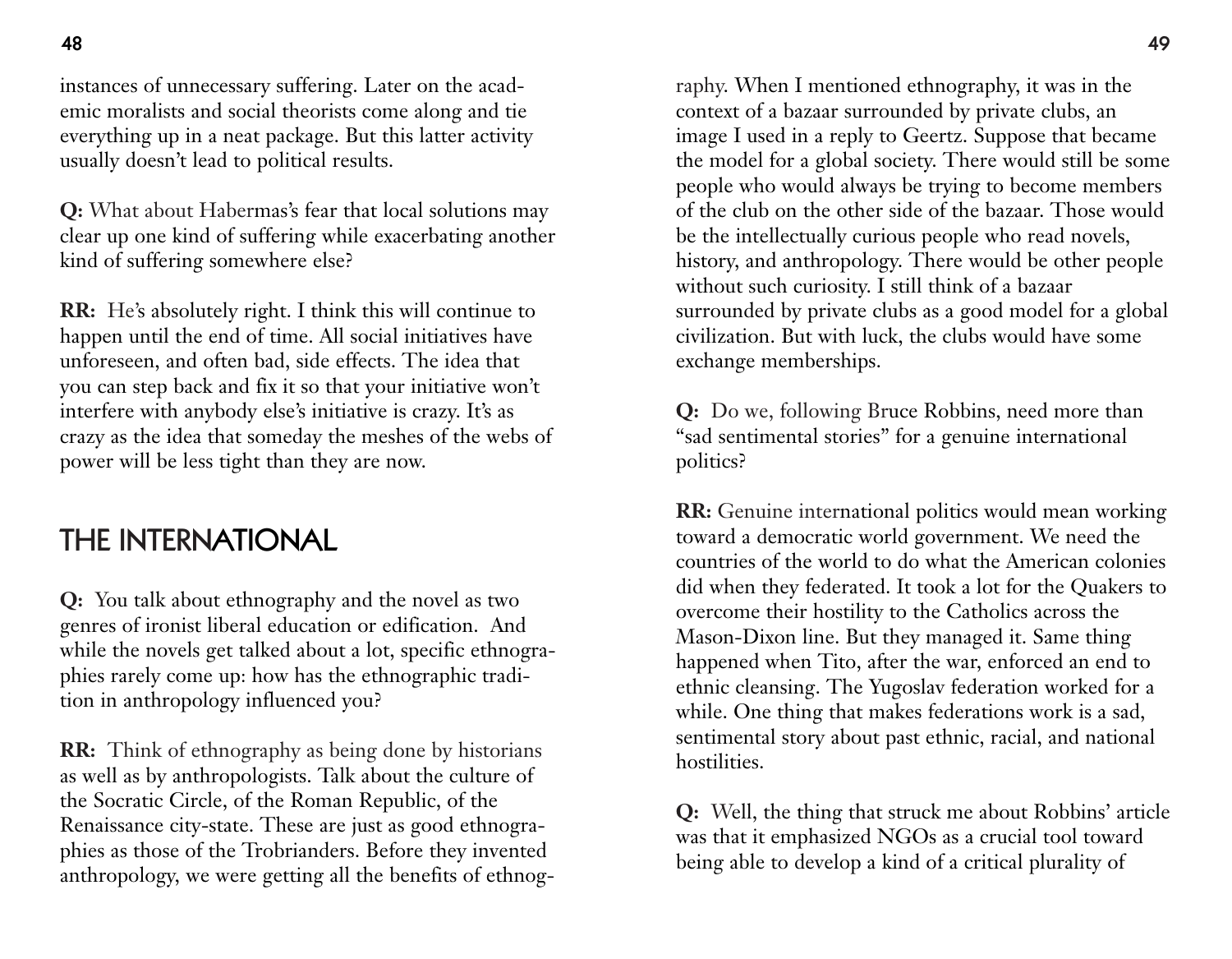instances of unnecessary suffering. Later on the academic moralists and social theorists come along and tie everything up in a neat package. But this latter activity usually doesn't lead to political results.

**Q:** What about Habermas's fear that local solutions may clear up one kind of suffering while exacerbating another kind of suffering somewhere else?

**RR:** He's absolutely right. I think this will continue to happen until the end of time. All social initiatives have unforeseen, and often bad, side effects. The idea that you can step back and fix it so that your initiative won't interfere with anybody else's initiative is crazy. It's as crazy as the idea that someday the meshes of the webs of power will be less tight than they are now.

## THE INTERNATIONAL

**Q:** You talk about ethnography and the novel as two genres of ironist liberal education or edification. And while the novels get talked about a lot, specific ethnographies rarely come up: how has the ethnographic tradition in anthropology influenced you?

**RR:** Think of ethnography as being done by historians as well as by anthropologists. Talk about the culture of the Socratic Circle, of the Roman Republic, of the Renaissance city-state. These are just as good ethnographies as those of the Trobrianders. Before they invented anthropology, we were getting all the benefits of ethnography. When I mentioned ethnography, it was in the context of a bazaar surrounded by private clubs, an image I used in a reply to Geertz. Suppose that became the model for a global society. There would still be some people who would always be trying to become members of the club on the other side of the bazaar. Those would be the intellectually curious people who read novels, history, and anthropology. There would be other people without such curiosity. I still think of a bazaar surrounded by private clubs as a good model for a global civilization. But with luck, the clubs would have some exchange memberships.

**Q:** Do we, following Bruce Robbins, need more than "sad sentimental stories" for a genuine international politics?

**RR:** Genuine international politics would mean working toward a democratic world government. We need the countries of the world to do what the American colonies did when they federated. It took a lot for the Quakers to overcome their hostility to the Catholics across the Mason-Dixon line. But they managed it. Same thing happened when Tito, after the war, enforced an end to ethnic cleansing. The Yugoslav federation worked for a while. One thing that makes federations work is a sad, sentimental story about past ethnic, racial, and national hostilities.

**Q:** Well, the thing that struck me about Robbins' article was that it emphasized NGOs as a crucial tool toward being able to develop a kind of a critical plurality of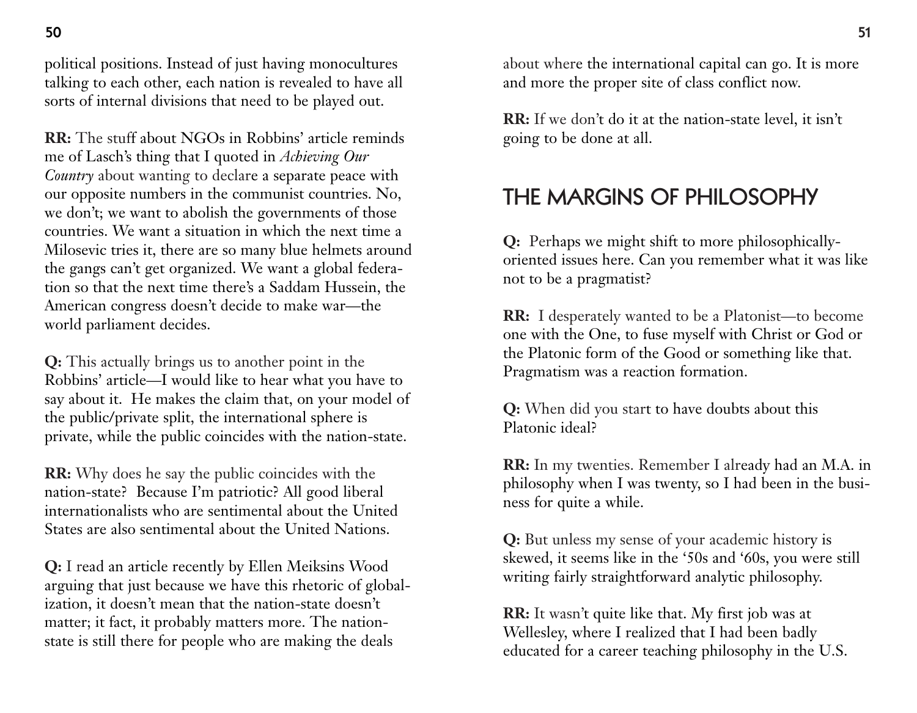political positions. Instead of just having monocultures talking to each other, each nation is revealed to have all sorts of internal divisions that need to be played out.

**RR:** The stuff about NGOs in Robbins' article reminds me of Lasch's thing that I quoted in *Achieving Our Country* about wanting to declare a separate peace with our opposite numbers in the communist countries. No, we don't; we want to abolish the governments of those countries. We want a situation in which the next time a Milosevic tries it, there are so many blue helmets around the gangs can't get organized. We want a global federation so that the next time there's a Saddam Hussein, the American congress doesn't decide to make war—the world parliament decides.

**Q:** This actually brings us to another point in the Robbins' article—I would like to hear what you have to say about it. He makes the claim that, on your model of the public/private split, the international sphere is private, while the public coincides with the nation-state.

**RR:** Why does he say the public coincides with the nation-state? Because I'm patriotic? All good liberal internationalists who are sentimental about the United States are also sentimental about the United Nations.

**Q:** I read an article recently by Ellen Meiksins Wood arguing that just because we have this rhetoric of globalization, it doesn't mean that the nation-state doesn't matter; it fact, it probably matters more. The nation-state is still there for people who are making the deals about where the international capital can go. It is more and more the proper site of class conflict now.

**RR:** If we don't do it at the nation-state level, it isn't going to be done at all.

## THE MARGINS OF PHILOSOPHY

**Q:** Perhaps we might shift to more philosophically-oriented issues here. Can you remember what it was like not to be a pragmatist?

**RR:** I desperately wanted to be a Platonist—to become one with the One, to fuse myself with Christ or God or the Platonic form of the Good or something like that. Pragmatism was a reaction formation.

**Q:** When did you start to have doubts about this Platonic ideal?

**RR:** In my twenties. Remember I already had an M.A. in philosophy when I was twenty, so I had been in the business for quite a while.

**Q:** But unless my sense of your academic history is skewed, it seems like in the '50s and '60s, you were still writing fairly straightforward analytic philosophy.

**RR:** It wasn't quite like that. My first job was at Wellesley, where I realized that I had been badly educated for a career teaching philosophy in the U.S.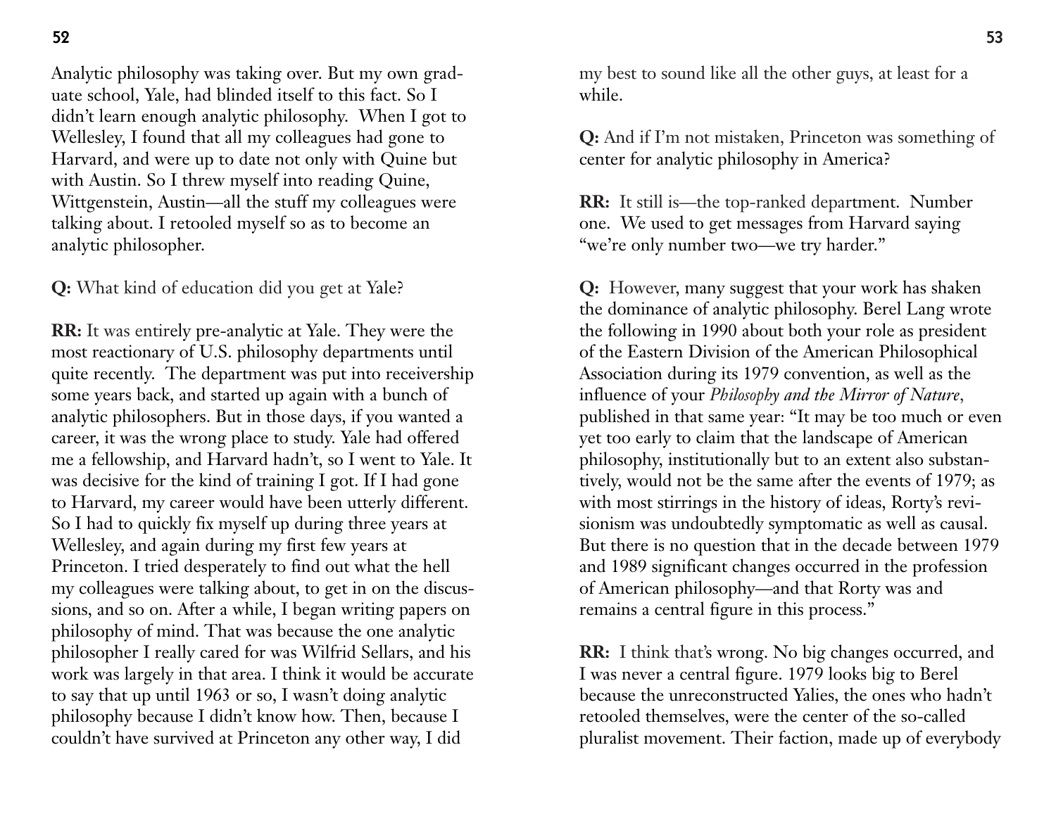Analytic philosophy was taking over. But my own graduate school, Yale, had blinded itself to this fact. So I didn't learn enough analytic philosophy. When I got to Wellesley, I found that all my colleagues had gone to Harvard, and were up to date not only with Quine but with Austin. So I threw myself into reading Quine, Wittgenstein, Austin—all the stuff my colleagues were talking about. I retooled myself so as to become an analytic philosopher.

**Q:** What kind of education did you get at Yale?

**RR:** It was entirely pre-analytic at Yale. They were the most reactionary of U.S. philosophy departments until quite recently. The department was put into receivership some years back, and started up again with a bunch of analytic philosophers. But in those days, if you wanted a career, it was the wrong place to study. Yale had offered me a fellowship, and Harvard hadn't, so I went to Yale. It was decisive for the kind of training I got. If I had gone to Harvard, my career would have been utterly different. So I had to quickly fix myself up during three years at Wellesley, and again during my first few years at Princeton. I tried desperately to find out what the hell my colleagues were talking about, to get in on the discussions, and so on. After a while, I began writing papers on philosophy of mind. That was because the one analytic philosopher I really cared for was Wilfrid Sellars, and his work was largely in that area. I think it would be accurate to say that up until 1963 or so, I wasn't doing analytic philosophy because I didn't know how. Then, because I couldn't have survived at Princeton any other way, I did my best to sound like all the other guys, at least for a while.

**Q:** And if I'm not mistaken, Princeton was something of center for analytic philosophy in America?

**RR:** It still is—the top-ranked department. Number one. We used to get messages from Harvard saying "we're only number two—we try harder."

**Q:** However, many suggest that your work has shaken the dominance of analytic philosophy. Berel Lang wrote the following in 1990 about both your role as president of the Eastern Division of the American Philosophical Association during its 1979 convention, as well as the influence of your *Philosophy and the Mirror of Nature*, published in that same year: "It may be too much or even yet too early to claim that the landscape of American philosophy, institutionally but to an extent also substantively, would not be the same after the events of 1979; as with most stirrings in the history of ideas, Rorty's revisionism was undoubtedly symptomatic as well as causal. But there is no question that in the decade between 1979 and 1989 significant changes occurred in the profession of American philosophy—and that Rorty was and remains a central figure in this process."

**RR:** I think that's wrong. No big changes occurred, and I was never a central figure. 1979 looks big to Berel because the unreconstructed Yalies, the ones who hadn't retooled themselves, were the center of the so-called pluralist movement. Their faction, made up of everybody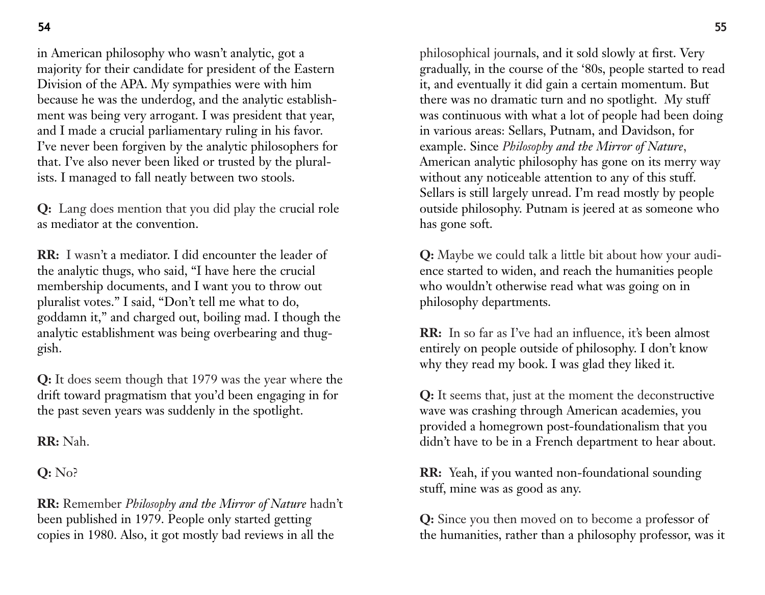in American philosophy who wasn't analytic, got a majority for their candidate for president of the Eastern Division of the APA. My sympathies were with him because he was the underdog, and the analytic establishment was being very arrogant. I was president that year, and I made a crucial parliamentary ruling in his favor. I've never been forgiven by the analytic philosophers for that. I've also never been liked or trusted by the pluralists. I managed to fall neatly between two stools.

**Q:** Lang does mention that you did play the crucial role as mediator at the convention.

**RR:** I wasn't a mediator. I did encounter the leader of the analytic thugs, who said, "I have here the crucial membership documents, and I want you to throw out pluralist votes." I said, "Don't tell me what to do, goddamn it," and charged out, boiling mad. I though the analytic establishment was being overbearing and thuggish.

**Q:** It does seem though that 1979 was the year where the drift toward pragmatism that you'd been engaging in for the past seven years was suddenly in the spotlight.

**RR:** Nah.

**Q:** No?

**RR:** Remember *Philosophy and the Mirror of Nature* hadn't been published in 1979. People only started getting copies in 1980. Also, it got mostly bad reviews in all the philosophical journals, and it sold slowly at first. Very gradually, in the course of the '80s, people started to read it, and eventually it did gain a certain momentum. But there was no dramatic turn and no spotlight. My stuff was continuous with what a lot of people had been doing in various areas: Sellars, Putnam, and Davidson, for example. Since *Philosophy and the Mirror of Nature*, American analytic philosophy has gone on its merry way without any noticeable attention to any of this stuff. Sellars is still largely unread. I'm read mostly by people outside philosophy. Putnam is jeered at as someone who has gone soft.

**Q:** Maybe we could talk a little bit about how your audience started to widen, and reach the humanities people who wouldn't otherwise read what was going on in philosophy departments.

**RR:** In so far as I've had an influence, it's been almost entirely on people outside of philosophy. I don't know why they read my book. I was glad they liked it.

**Q:** It seems that, just at the moment the deconstructive wave was crashing through American academies, you provided a homegrown post-foundationalism that you didn't have to be in a French department to hear about.

**RR:** Yeah, if you wanted non-foundational sounding stuff, mine was as good as any.

**Q:** Since you then moved on to become a professor of the humanities, rather than a philosophy professor, was it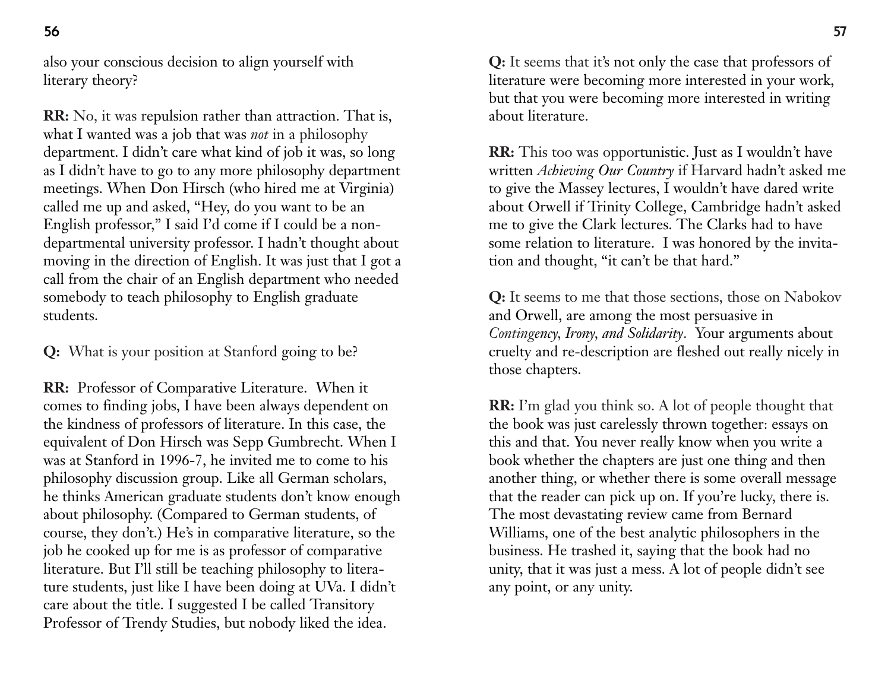also your conscious decision to align yourself with literary theory?

**RR:** No, it was repulsion rather than attraction. That is, what I wanted was a job that was *not* in a philosophy department. I didn't care what kind of job it was, so long as I didn't have to go to any more philosophy department meetings. When Don Hirsch (who hired me at Virginia) called me up and asked, "Hey, do you want to be an English professor," I said I'd come if I could be a non-departmental university professor. I hadn't thought about moving in the direction of English. It was just that I got a call from the chair of an English department who needed somebody to teach philosophy to English graduate students.

**Q:** What is your position at Stanford going to be?

**RR:** Professor of Comparative Literature. When it comes to finding jobs, I have been always dependent on the kindness of professors of literature. In this case, the equivalent of Don Hirsch was Sepp Gumbrecht. When I was at Stanford in 1996-7, he invited me to come to his philosophy discussion group. Like all German scholars, he thinks American graduate students don't know enough about philosophy. (Compared to German students, of course, they don't.) He's in comparative literature, so the job he cooked up for me is as professor of comparative literature. But I'll still be teaching philosophy to literature students, just like I have been doing at UVa. I didn't care about the title. I suggested I be called Transitory Professor of Trendy Studies, but nobody liked the idea.

**Q:** It seems that it's not only the case that professors of literature were becoming more interested in your work, but that you were becoming more interested in writing about literature.

**RR:** This too was opportunistic. Just as I wouldn't have written *Achieving Our Country* if Harvard hadn't asked me to give the Massey lectures, I wouldn't have dared write about Orwell if Trinity College, Cambridge hadn't asked me to give the Clark lectures. The Clarks had to have some relation to literature. I was honored by the invitation and thought, "it can't be that hard."

**Q:** It seems to me that those sections, those on Nabokov and Orwell, are among the most persuasive in *Contingency, Irony, and Solidarity*. Your arguments about cruelty and re-description are fleshed out really nicely in those chapters.

**RR:** I'm glad you think so. A lot of people thought that the book was just carelessly thrown together: essays on this and that. You never really know when you write a book whether the chapters are just one thing and then another thing, or whether there is some overall message that the reader can pick up on. If you're lucky, there is. The most devastating review came from Bernard Williams, one of the best analytic philosophers in the business. He trashed it, saying that the book had no unity, that it was just a mess. A lot of people didn't see any point, or any unity.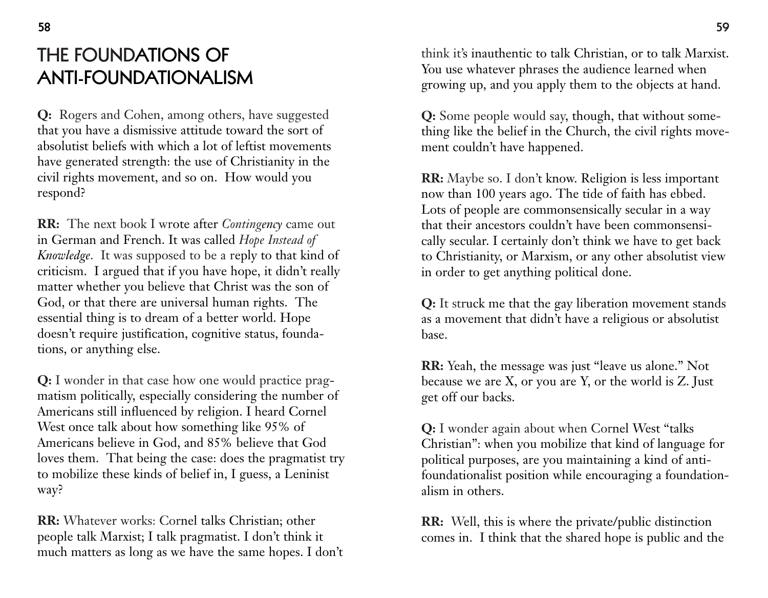# THE FOUNDATIONS OF ANTI-FOUNDATIONALISM

**Q:** Rogers and Cohen, among others, have suggested that you have a dismissive attitude toward the sort of absolutist beliefs with which a lot of leftist movements have generated strength: the use of Christianity in the civil rights movement, and so on. How would you respond?

**RR:** The next book I wrote after *Contingency* came out in German and French. It was called *Hope Instead of Knowledge*. It was supposed to be a reply to that kind of criticism. I argued that if you have hope, it didn't really matter whether you believe that Christ was the son of God, or that there are universal human rights. The essential thing is to dream of a better world. Hope doesn't require justification, cognitive status, foundations, or anything else.

**Q:** I wonder in that case how one would practice pragmatism politically, especially considering the number of Americans still influenced by religion. I heard Cornel West once talk about how something like 95% of Americans believe in God, and 85% believe that God loves them. That being the case: does the pragmatist try to mobilize these kinds of belief in, I guess, a Leninist way?

**RR:** Whatever works: Cornel talks Christian; other people talk Marxist; I talk pragmatist. I don't think it much matters as long as we have the same hopes. I don't think it's inauthentic to talk Christian, or to talk Marxist. You use whatever phrases the audience learned when growing up, and you apply them to the objects at hand.

**Q:** Some people would say, though, that without something like the belief in the Church, the civil rights movement couldn't have happened.

**RR:** Maybe so. I don't know. Religion is less important now than 100 years ago. The tide of faith has ebbed. Lots of people are commonsensically secular in a way that their ancestors couldn't have been commonsensically secular. I certainly don't think we have to get back to Christianity, or Marxism, or any other absolutist view in order to get anything political done.

**Q:** It struck me that the gay liberation movement stands as a movement that didn't have a religious or absolutist base.

**RR:** Yeah, the message was just "leave us alone." Not because we are X, or you are Y, or the world is Z. Just get off our backs.

**Q:** I wonder again about when Cornel West "talks Christian": when you mobilize that kind of language for political purposes, are you maintaining a kind of anti-foundationalist position while encouraging a foundationalism in others.

**RR:** Well, this is where the private/public distinction comes in. I think that the shared hope is public and the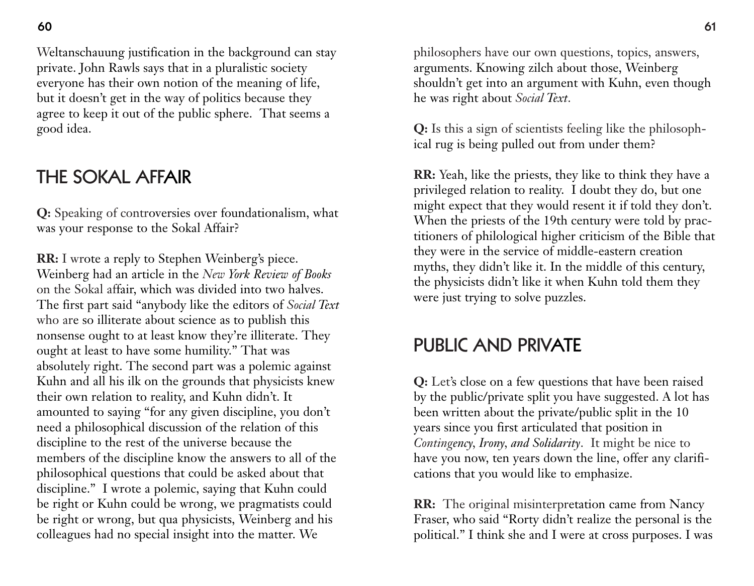Weltanschauung justification in the background can stay private. John Rawls says that in a pluralistic society everyone has their own notion of the meaning of life, but it doesn't get in the way of politics because they agree to keep it out of the public sphere. That seems a good idea.

## THE SOKAL AFFAIR

**Q:** Speaking of controversies over foundationalism, what was your response to the Sokal Affair?

**RR:** I wrote a reply to Stephen Weinberg's piece. Weinberg had an article in the *New York Review of Books* on the Sokal affair, which was divided into two halves. The first part said "anybody like the editors of *Social Text* who are so illiterate about science as to publish this nonsense ought to at least know they're illiterate. They ought at least to have some humility." That was absolutely right. The second part was a polemic against Kuhn and all his ilk on the grounds that physicists knew their own relation to reality, and Kuhn didn't. It amounted to saying "for any given discipline, you don't need a philosophical discussion of the relation of this discipline to the rest of the universe because the members of the discipline know the answers to all of the philosophical questions that could be asked about that discipline." I wrote a polemic, saying that Kuhn could be right or Kuhn could be wrong, we pragmatists could be right or wrong, but qua physicists, Weinberg and his colleagues had no special insight into the matter. We philosophers have our own questions, topics, answers, arguments. Knowing zilch about those, Weinberg shouldn't get into an argument with Kuhn, even though he was right about *Social Text*.

**Q:** Is this a sign of scientists feeling like the philosophical rug is being pulled out from under them?

**RR:** Yeah, like the priests, they like to think they have a privileged relation to reality. I doubt they do, but one might expect that they would resent it if told they don't. When the priests of the 19th century were told by practitioners of philological higher criticism of the Bible that they were in the service of middle-eastern creation myths, they didn't like it. In the middle of this century, the physicists didn't like it when Kuhn told them they were just trying to solve puzzles.

## PUBLIC AND PRIVATE

**Q:** Let's close on a few questions that have been raised by the public/private split you have suggested. A lot has been written about the private/public split in the 10 years since you first articulated that position in *Contingency, Irony, and Solidarity*. It might be nice to have you now, ten years down the line, offer any clarifications that you would like to emphasize.

**RR:** The original misinterpretation came from Nancy Fraser, who said "Rorty didn't realize the personal is the political." I think she and I were at cross purposes. I was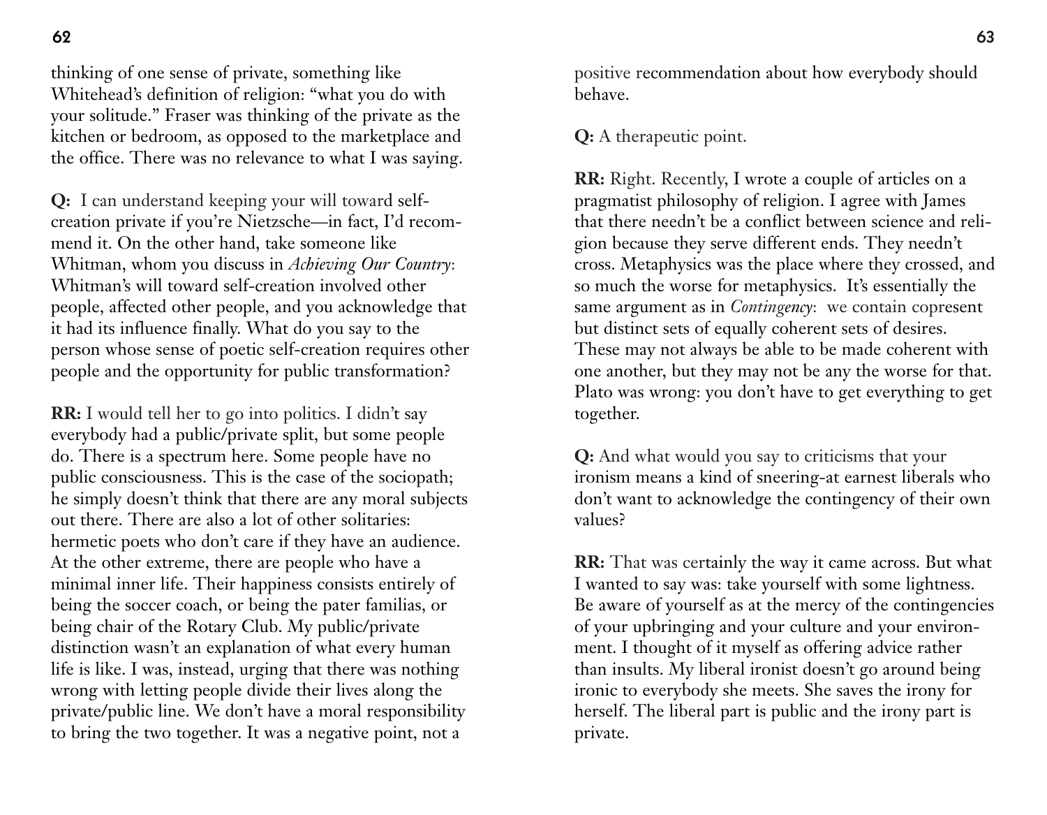thinking of one sense of private, something like Whitehead's definition of religion: "what you do with your solitude." Fraser was thinking of the private as the kitchen or bedroom, as opposed to the marketplace and the office. There was no relevance to what I was saying.

**Q:** I can understand keeping your will toward self-creation private if you're Nietzsche—in fact, I'd recommend it. On the other hand, take someone like Whitman, whom you discuss in *Achieving Our Country*: Whitman's will toward self-creation involved other people, affected other people, and you acknowledge that it had its influence finally. What do you say to the person whose sense of poetic self-creation requires other people and the opportunity for public transformation?

**RR:** I would tell her to go into politics. I didn't say everybody had a public/private split, but some people do. There is a spectrum here. Some people have no public consciousness. This is the case of the sociopath; he simply doesn't think that there are any moral subjects out there. There are also a lot of other solitaries: hermetic poets who don't care if they have an audience. At the other extreme, there are people who have a minimal inner life. Their happiness consists entirely of being the soccer coach, or being the pater familias, or being chair of the Rotary Club. My public/private distinction wasn't an explanation of what every human life is like. I was, instead, urging that there was nothing wrong with letting people divide their lives along the private/public line. We don't have a moral responsibility to bring the two together. It was a negative point, not a positive recommendation about how everybody should behave.

**Q:** A therapeutic point.

**RR:** Right. Recently, I wrote a couple of articles on a pragmatist philosophy of religion. I agree with James that there needn't be a conflict between science and religion because they serve different ends. They needn't cross. Metaphysics was the place where they crossed, and so much the worse for metaphysics. It's essentially the same argument as in *Contingency*: we contain copresent but distinct sets of equally coherent sets of desires. These may not always be able to be made coherent with one another, but they may not be any the worse for that. Plato was wrong: you don't have to get everything to get together.

**Q:** And what would you say to criticisms that your ironism means a kind of sneering-at earnest liberals who don't want to acknowledge the contingency of their own values?

**RR:** That was certainly the way it came across. But what I wanted to say was: take yourself with some lightness. Be aware of yourself as at the mercy of the contingencies of your upbringing and your culture and your environment. I thought of it myself as offering advice rather than insults. My liberal ironist doesn't go around being ironic to everybody she meets. She saves the irony for herself. The liberal part is public and the irony part is private.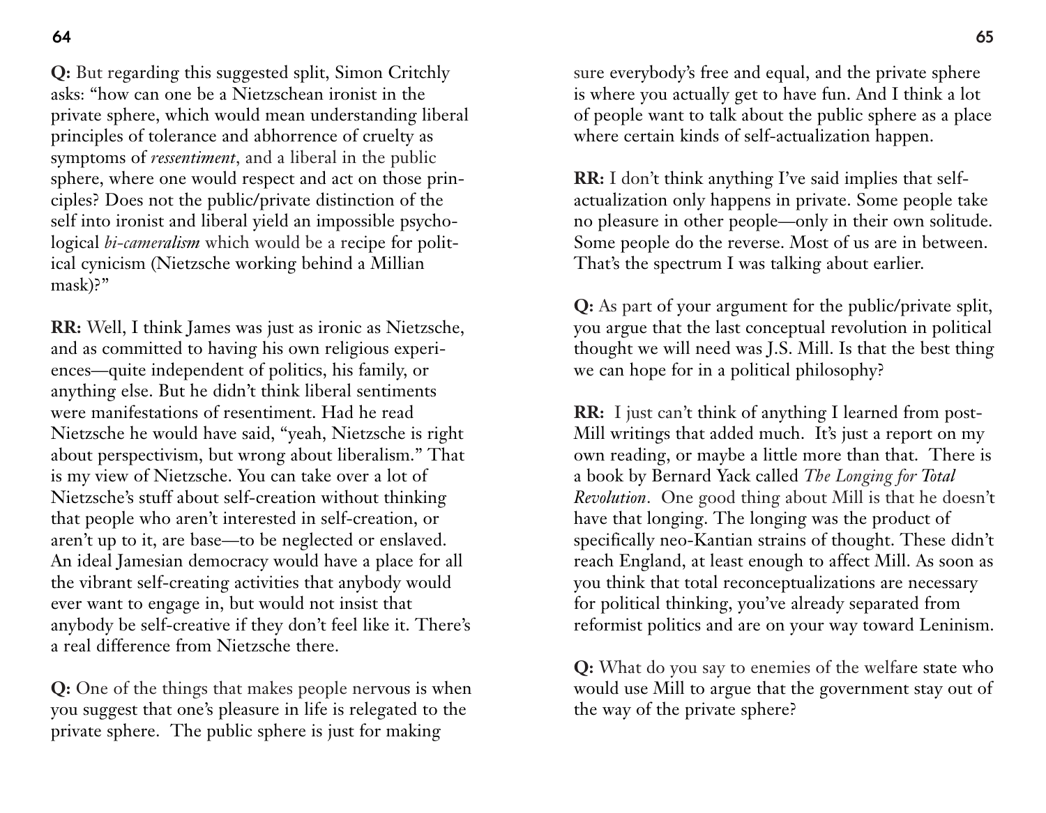**Q:** But regarding this suggested split, Simon Critchly asks: "how can one be a Nietzschean ironist in the private sphere, which would mean understanding liberal principles of tolerance and abhorrence of cruelty as symptoms of *ressentiment*, and a liberal in the public sphere, where one would respect and act on those principles? Does not the public/private distinction of the self into ironist and liberal yield an impossible psychological *bi-cameralism* which would be a recipe for political cynicism (Nietzsche working behind a Millian mask)?"

**RR:** Well, I think James was just as ironic as Nietzsche, and as committed to having his own religious experiences—quite independent of politics, his family, or anything else. But he didn't think liberal sentiments were manifestations of resentiment. Had he read Nietzsche he would have said, "yeah, Nietzsche is right about perspectivism, but wrong about liberalism." That is my view of Nietzsche. You can take over a lot of Nietzsche's stuff about self-creation without thinking that people who aren't interested in self-creation, or aren't up to it, are base—to be neglected or enslaved. An ideal Jamesian democracy would have a place for all the vibrant self-creating activities that anybody would ever want to engage in, but would not insist that anybody be self-creative if they don't feel like it. There's a real difference from Nietzsche there.

**Q:** One of the things that makes people nervous is when you suggest that one's pleasure in life is relegated to the private sphere. The public sphere is just for making sure everybody's free and equal, and the private sphere is where you actually get to have fun. And I think a lot of people want to talk about the public sphere as a place where certain kinds of self-actualization happen.

**RR:** I don't think anything I've said implies that self-actualization only happens in private. Some people take no pleasure in other people—only in their own solitude. Some people do the reverse. Most of us are in between. That's the spectrum I was talking about earlier.

**Q:** As part of your argument for the public/private split, you argue that the last conceptual revolution in political thought we will need was J.S. Mill. Is that the best thing we can hope for in a political philosophy?

**RR:** I just can't think of anything I learned from post-Mill writings that added much. It's just a report on my own reading, or maybe a little more than that. There is a book by Bernard Yack called *The Longing for Total Revolution*. One good thing about Mill is that he doesn't have that longing. The longing was the product of specifically neo-Kantian strains of thought. These didn't reach England, at least enough to affect Mill. As soon as you think that total reconceptualizations are necessary for political thinking, you've already separated from reformist politics and are on your way toward Leninism.

**Q:** What do you say to enemies of the welfare state who would use Mill to argue that the government stay out of the way of the private sphere?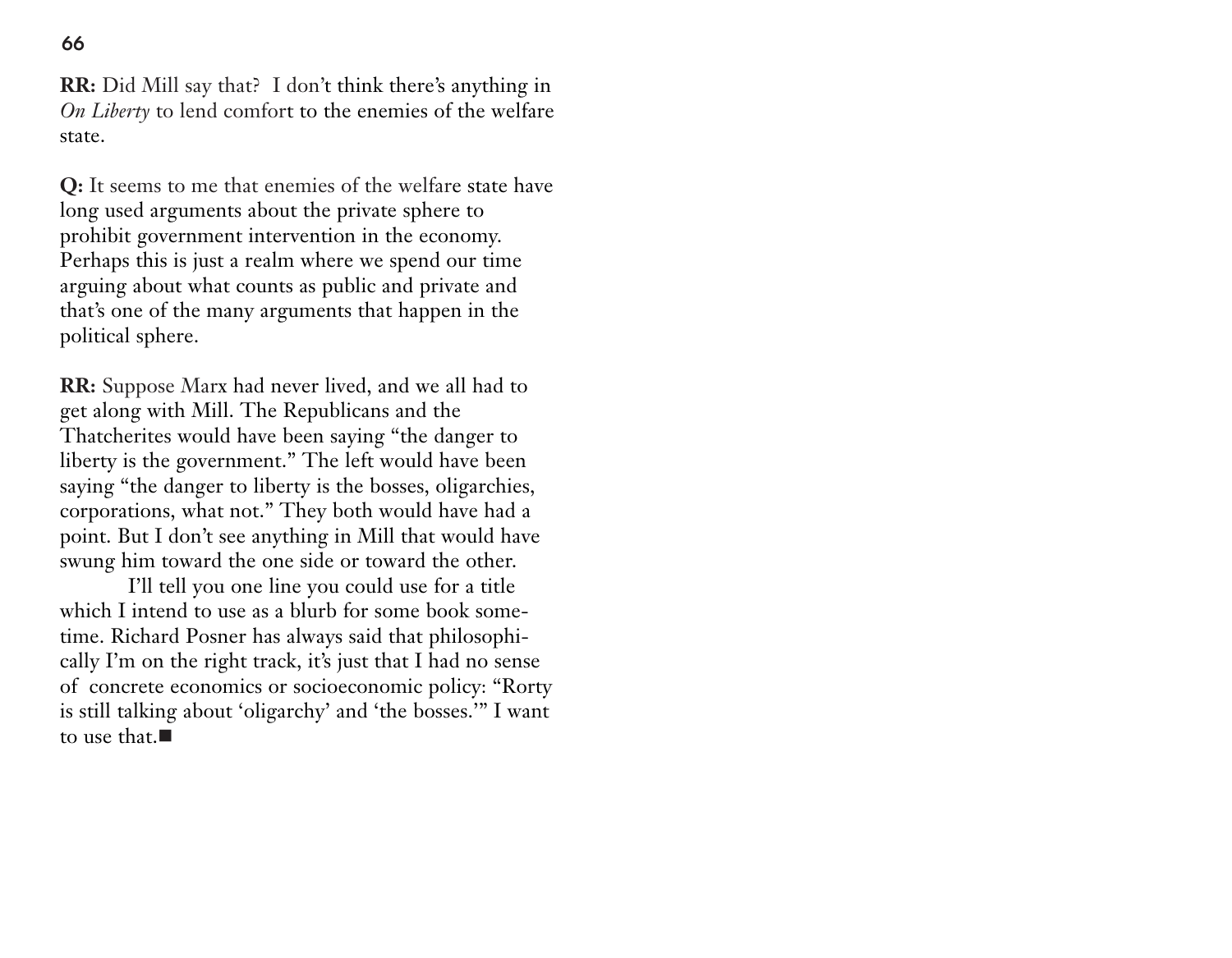**RR:** Did Mill say that? I don't think there's anything in *On Liberty* to lend comfort to the enemies of the welfare state.

**Q:** It seems to me that enemies of the welfare state have long used arguments about the private sphere to prohibit government intervention in the economy. Perhaps this is just a realm where we spend our time arguing about what counts as public and private and that's one of the many arguments that happen in the political sphere.

**RR:** Suppose Marx had never lived, and we all had to get along with Mill. The Republicans and the Thatcherites would have been saying "the danger to liberty is the government." The left would have been saying "the danger to liberty is the bosses, oligarchies, corporations, what not." They both would have had a point. But I don't see anything in Mill that would have swung him toward the one side or toward the other.

I'll tell you one line you could use for a title which I intend to use as a blurb for some book sometime. Richard Posner has always said that philosophically I'm on the right track, it's just that I had no sense of concrete economics or socioeconomic policy: "Rorty is still talking about 'oligarchy' and 'the bosses.'" I want to use that.■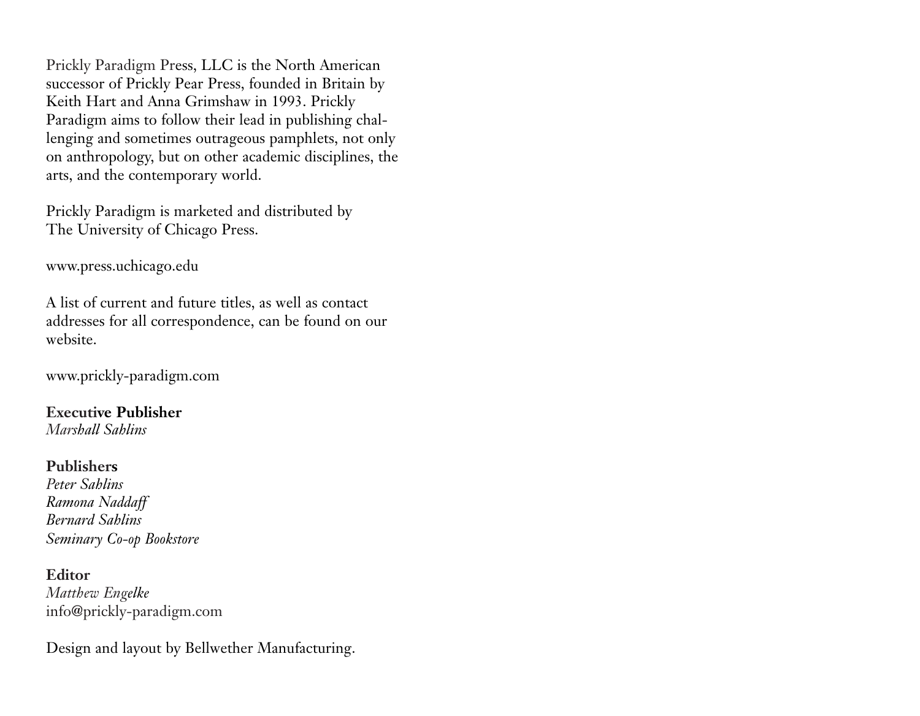Prickly Paradigm Press, LLC is the North American successor of Prickly Pear Press, founded in Britain by Keith Hart and Anna Grimshaw in 1993. Prickly Paradigm aims to follow their lead in publishing challenging and sometimes outrageous pamphlets, not only on anthropology, but on other academic disciplines, the arts, and the contemporary world.

Prickly Paradigm is marketed and distributed by The University of Chicago Press.

www.press.uchicago.edu

A list of current and future titles, as well as contact addresses for all correspondence, can be found on our website.

www.prickly-paradigm.com

**Executive Publisher**
*Marshall Sahlins*

**Publishers**
*Peter Sahlins*
*Ramona Naddaff*
*Bernard Sahlins*
*Seminary Co-op Bookstore*

**Editor**
*Matthew Engelke*
info@prickly-paradigm.com

Design and layout by Bellwether Manufacturing.